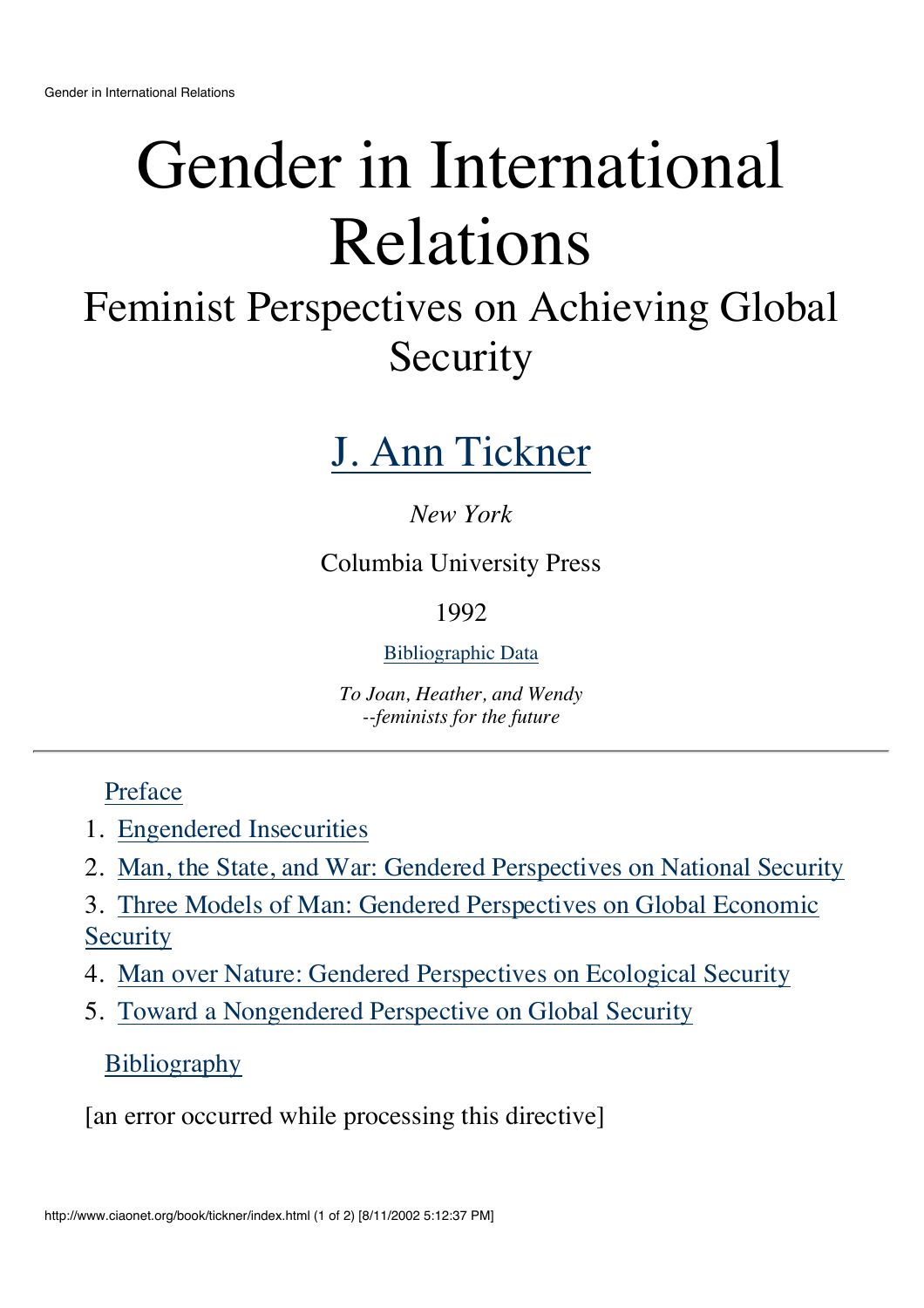# Gender in International Relations

## Feminist Perspectives on Achieving Global Security

### J. Ann Tickner

*New York*

Columbia University Press

1992

Bibliographic Data

*To Joan, Heather, and Wendy*
*--feminists for the future*

---

Preface

1. Engendered Insecurities
2. Man, the State, and War: Gendered Perspectives on National Security
3. Three Models of Man: Gendered Perspectives on Global Economic Security
4. Man over Nature: Gendered Perspectives on Ecological Security
5. Toward a Nongendered Perspective on Global Security

Bibliography

[an error occurred while processing this directive]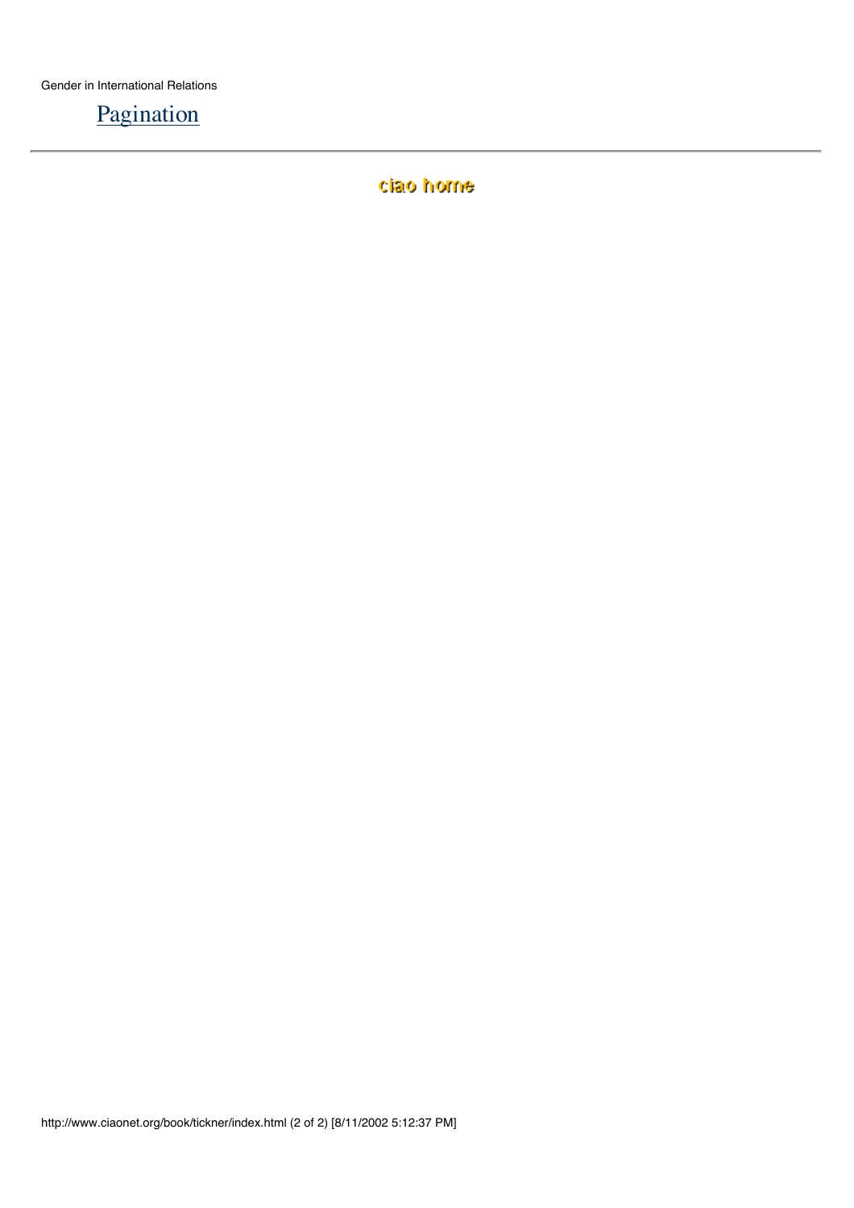Pagination

ciao home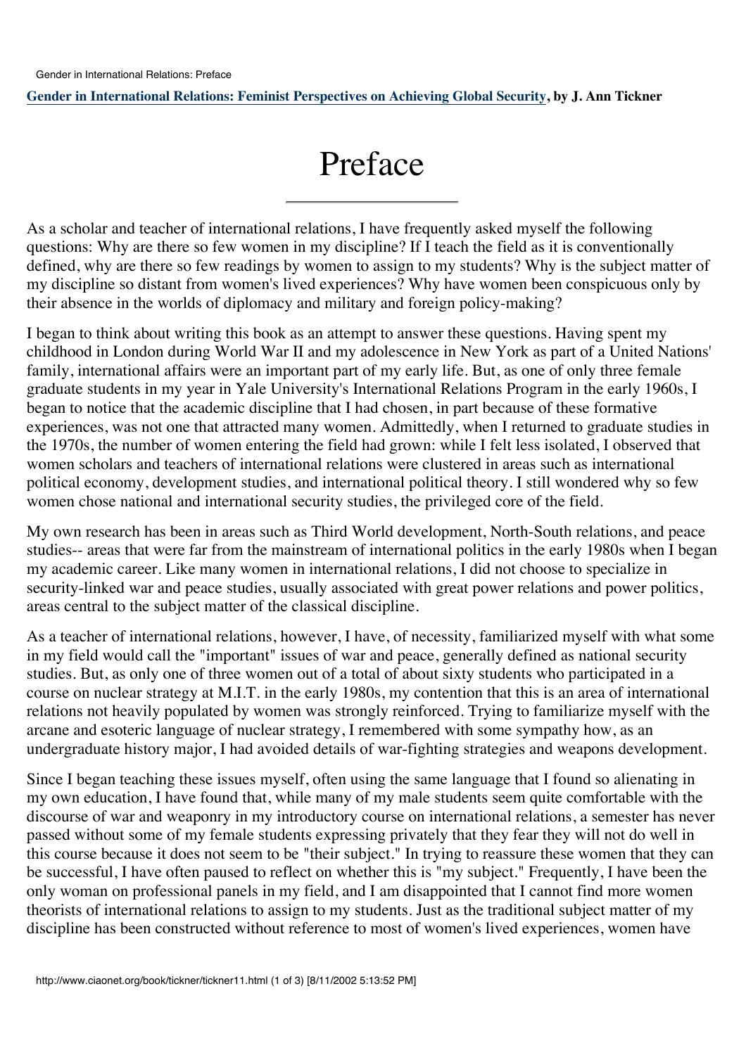**Gender in International Relations: Feminist Perspectives on Achieving Global Security, by J. Ann Tickner**

# Preface

As a scholar and teacher of international relations, I have frequently asked myself the following questions: Why are there so few women in my discipline? If I teach the field as it is conventionally defined, why are there so few readings by women to assign to my students? Why is the subject matter of my discipline so distant from women's lived experiences? Why have women been conspicuous only by their absence in the worlds of diplomacy and military and foreign policy-making?

I began to think about writing this book as an attempt to answer these questions. Having spent my childhood in London during World War II and my adolescence in New York as part of a United Nations' family, international affairs were an important part of my early life. But, as one of only three female graduate students in my year in Yale University's International Relations Program in the early 1960s, I began to notice that the academic discipline that I had chosen, in part because of these formative experiences, was not one that attracted many women. Admittedly, when I returned to graduate studies in the 1970s, the number of women entering the field had grown: while I felt less isolated, I observed that women scholars and teachers of international relations were clustered in areas such as international political economy, development studies, and international political theory. I still wondered why so few women chose national and international security studies, the privileged core of the field.

My own research has been in areas such as Third World development, North-South relations, and peace studies-- areas that were far from the mainstream of international politics in the early 1980s when I began my academic career. Like many women in international relations, I did not choose to specialize in security-linked war and peace studies, usually associated with great power relations and power politics, areas central to the subject matter of the classical discipline.

As a teacher of international relations, however, I have, of necessity, familiarized myself with what some in my field would call the "important" issues of war and peace, generally defined as national security studies. But, as only one of three women out of a total of about sixty students who participated in a course on nuclear strategy at M.I.T. in the early 1980s, my contention that this is an area of international relations not heavily populated by women was strongly reinforced. Trying to familiarize myself with the arcane and esoteric language of nuclear strategy, I remembered with some sympathy how, as an undergraduate history major, I had avoided details of war-fighting strategies and weapons development.

Since I began teaching these issues myself, often using the same language that I found so alienating in my own education, I have found that, while many of my male students seem quite comfortable with the discourse of war and weaponry in my introductory course on international relations, a semester has never passed without some of my female students expressing privately that they fear they will not do well in this course because it does not seem to be "their subject." In trying to reassure these women that they can be successful, I have often paused to reflect on whether this is "my subject." Frequently, I have been the only woman on professional panels in my field, and I am disappointed that I cannot find more women theorists of international relations to assign to my students. Just as the traditional subject matter of my discipline has been constructed without reference to most of women's lived experiences, women have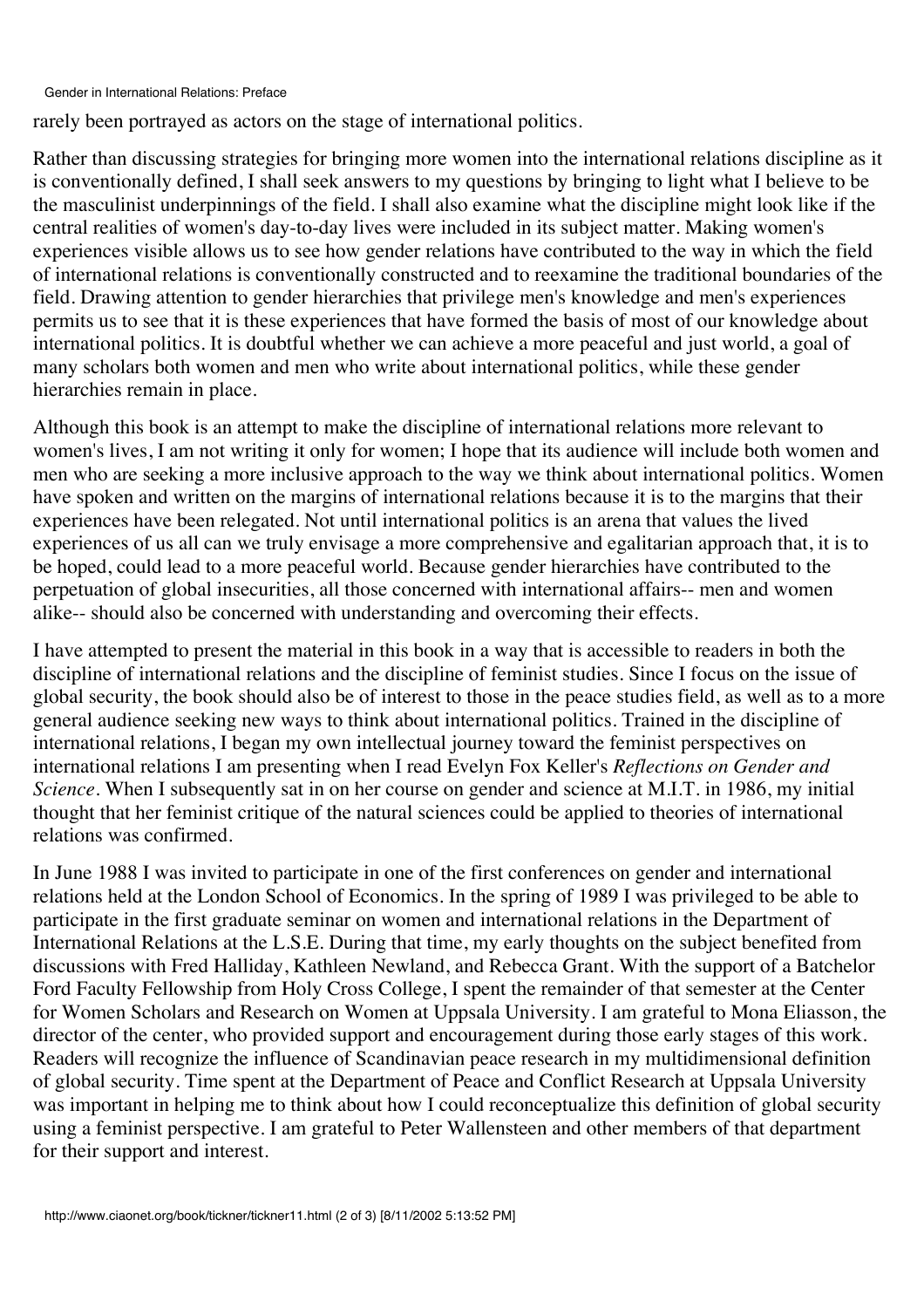rarely been portrayed as actors on the stage of international politics.

Rather than discussing strategies for bringing more women into the international relations discipline as it is conventionally defined, I shall seek answers to my questions by bringing to light what I believe to be the masculinist underpinnings of the field. I shall also examine what the discipline might look like if the central realities of women's day-to-day lives were included in its subject matter. Making women's experiences visible allows us to see how gender relations have contributed to the way in which the field of international relations is conventionally constructed and to reexamine the traditional boundaries of the field. Drawing attention to gender hierarchies that privilege men's knowledge and men's experiences permits us to see that it is these experiences that have formed the basis of most of our knowledge about international politics. It is doubtful whether we can achieve a more peaceful and just world, a goal of many scholars both women and men who write about international politics, while these gender hierarchies remain in place.

Although this book is an attempt to make the discipline of international relations more relevant to women's lives, I am not writing it only for women; I hope that its audience will include both women and men who are seeking a more inclusive approach to the way we think about international politics. Women have spoken and written on the margins of international relations because it is to the margins that their experiences have been relegated. Not until international politics is an arena that values the lived experiences of us all can we truly envisage a more comprehensive and egalitarian approach that, it is to be hoped, could lead to a more peaceful world. Because gender hierarchies have contributed to the perpetuation of global insecurities, all those concerned with international affairs-- men and women alike-- should also be concerned with understanding and overcoming their effects.

I have attempted to present the material in this book in a way that is accessible to readers in both the discipline of international relations and the discipline of feminist studies. Since I focus on the issue of global security, the book should also be of interest to those in the peace studies field, as well as to a more general audience seeking new ways to think about international politics. Trained in the discipline of international relations, I began my own intellectual journey toward the feminist perspectives on international relations I am presenting when I read Evelyn Fox Keller's *Reflections on Gender and Science*. When I subsequently sat in on her course on gender and science at M.I.T. in 1986, my initial thought that her feminist critique of the natural sciences could be applied to theories of international relations was confirmed.

In June 1988 I was invited to participate in one of the first conferences on gender and international relations held at the London School of Economics. In the spring of 1989 I was privileged to be able to participate in the first graduate seminar on women and international relations in the Department of International Relations at the L.S.E. During that time, my early thoughts on the subject benefited from discussions with Fred Halliday, Kathleen Newland, and Rebecca Grant. With the support of a Batchelor Ford Faculty Fellowship from Holy Cross College, I spent the remainder of that semester at the Center for Women Scholars and Research on Women at Uppsala University. I am grateful to Mona Eliasson, the director of the center, who provided support and encouragement during those early stages of this work. Readers will recognize the influence of Scandinavian peace research in my multidimensional definition of global security. Time spent at the Department of Peace and Conflict Research at Uppsala University was important in helping me to think about how I could reconceptualize this definition of global security using a feminist perspective. I am grateful to Peter Wallensteen and other members of that department for their support and interest.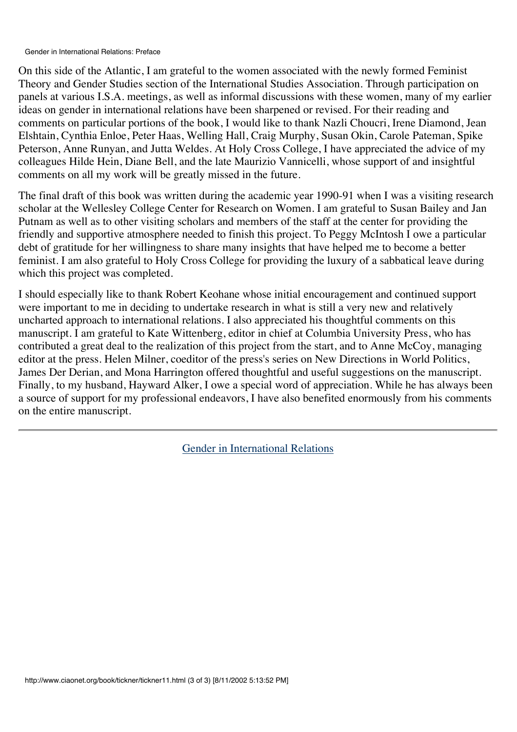On this side of the Atlantic, I am grateful to the women associated with the newly formed Feminist Theory and Gender Studies section of the International Studies Association. Through participation on panels at various I.S.A. meetings, as well as informal discussions with these women, many of my earlier ideas on gender in international relations have been sharpened or revised. For their reading and comments on particular portions of the book, I would like to thank Nazli Choucri, Irene Diamond, Jean Elshtain, Cynthia Enloe, Peter Haas, Welling Hall, Craig Murphy, Susan Okin, Carole Pateman, Spike Peterson, Anne Runyan, and Jutta Weldes. At Holy Cross College, I have appreciated the advice of my colleagues Hilde Hein, Diane Bell, and the late Maurizio Vannicelli, whose support of and insightful comments on all my work will be greatly missed in the future.

The final draft of this book was written during the academic year 1990-91 when I was a visiting research scholar at the Wellesley College Center for Research on Women. I am grateful to Susan Bailey and Jan Putnam as well as to other visiting scholars and members of the staff at the center for providing the friendly and supportive atmosphere needed to finish this project. To Peggy McIntosh I owe a particular debt of gratitude for her willingness to share many insights that have helped me to become a better feminist. I am also grateful to Holy Cross College for providing the luxury of a sabbatical leave during which this project was completed.

I should especially like to thank Robert Keohane whose initial encouragement and continued support were important to me in deciding to undertake research in what is still a very new and relatively uncharted approach to international relations. I also appreciated his thoughtful comments on this manuscript. I am grateful to Kate Wittenberg, editor in chief at Columbia University Press, who has contributed a great deal to the realization of this project from the start, and to Anne McCoy, managing editor at the press. Helen Milner, coeditor of the press's series on New Directions in World Politics, James Der Derian, and Mona Harrington offered thoughtful and useful suggestions on the manuscript. Finally, to my husband, Hayward Alker, I owe a special word of appreciation. While he has always been a source of support for my professional endeavors, I have also benefited enormously from his comments on the entire manuscript.

---

Gender in International Relations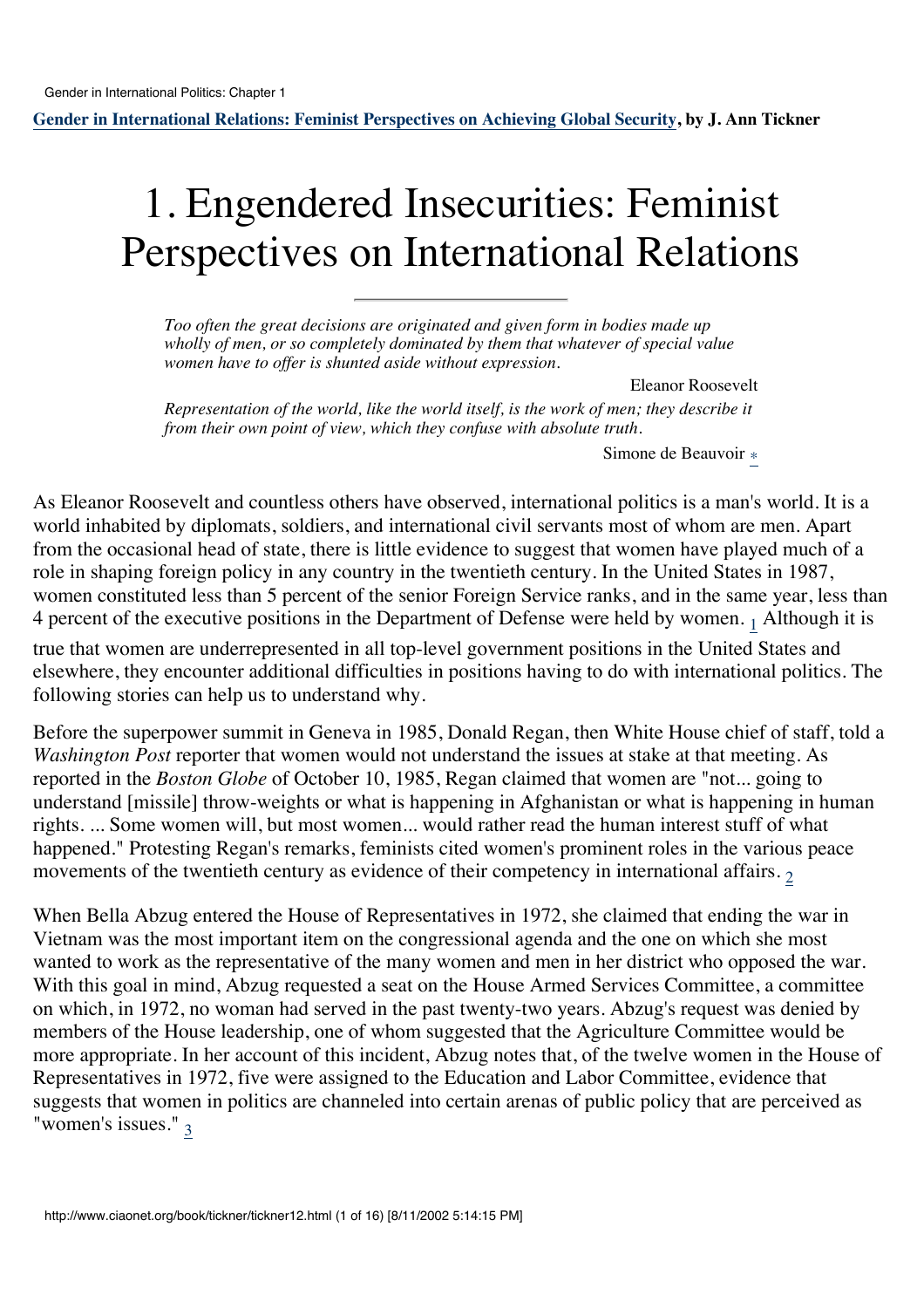**Gender in International Relations: Feminist Perspectives on Achieving Global Security**, by J. Ann Tickner

# 1. Engendered Insecurities: Feminist Perspectives on International Relations

*Too often the great decisions are originated and given form in bodies made up wholly of men, or so completely dominated by them that whatever of special value women have to offer is shunted aside without expression.*

Eleanor Roosevelt

*Representation of the world, like the world itself, is the work of men; they describe it from their own point of view, which they confuse with absolute truth.*

Simone de Beauvoir [*]

As Eleanor Roosevelt and countless others have observed, international politics is a man's world. It is a world inhabited by diplomats, soldiers, and international civil servants most of whom are men. Apart from the occasional head of state, there is little evidence to suggest that women have played much of a role in shaping foreign policy in any country in the twentieth century. In the United States in 1987, women constituted less than 5 percent of the senior Foreign Service ranks, and in the same year, less than 4 percent of the executive positions in the Department of Defense were held by women. [1] Although it is true that women are underrepresented in all top-level government positions in the United States and elsewhere, they encounter additional difficulties in positions having to do with international politics. The following stories can help us to understand why.

Before the superpower summit in Geneva in 1985, Donald Regan, then White House chief of staff, told a *Washington Post* reporter that women would not understand the issues at stake at that meeting. As reported in the *Boston Globe* of October 10, 1985, Regan claimed that women are "not... going to understand [missile] throw-weights or what is happening in Afghanistan or what is happening in human rights. ... Some women will, but most women... would rather read the human interest stuff of what happened." Protesting Regan's remarks, feminists cited women's prominent roles in the various peace movements of the twentieth century as evidence of their competency in international affairs. [2]

When Bella Abzug entered the House of Representatives in 1972, she claimed that ending the war in Vietnam was the most important item on the congressional agenda and the one on which she most wanted to work as the representative of the many women and men in her district who opposed the war. With this goal in mind, Abzug requested a seat on the House Armed Services Committee, a committee on which, in 1972, no woman had served in the past twenty-two years. Abzug's request was denied by members of the House leadership, one of whom suggested that the Agriculture Committee would be more appropriate. In her account of this incident, Abzug notes that, of the twelve women in the House of Representatives in 1972, five were assigned to the Education and Labor Committee, evidence that suggests that women in politics are channeled into certain arenas of public policy that are perceived as "women's issues." [3]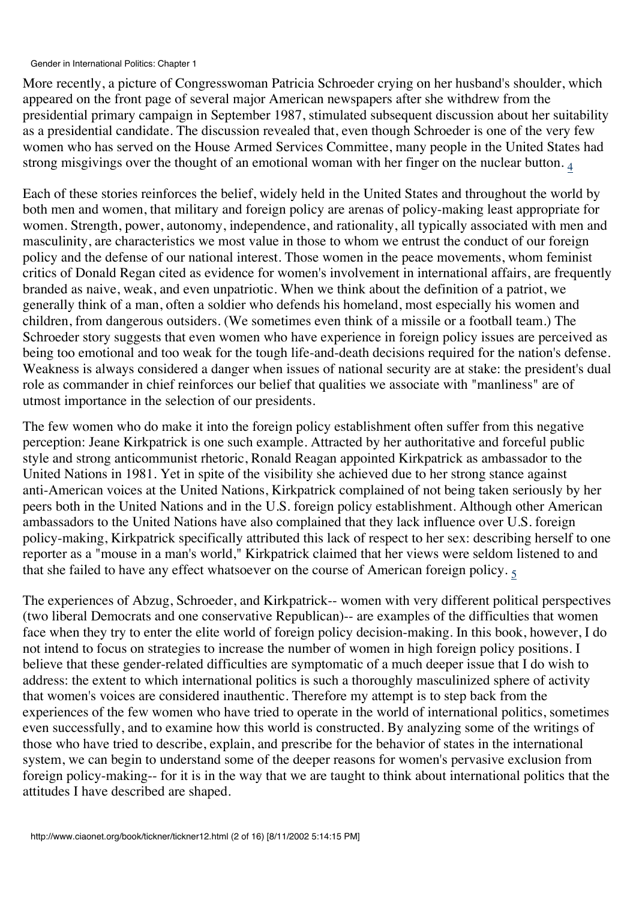More recently, a picture of Congresswoman Patricia Schroeder crying on her husband's shoulder, which appeared on the front page of several major American newspapers after she withdrew from the presidential primary campaign in September 1987, stimulated subsequent discussion about her suitability as a presidential candidate. The discussion revealed that, even though Schroeder is one of the very few women who has served on the House Armed Services Committee, many people in the United States had strong misgivings over the thought of an emotional woman with her finger on the nuclear button. [4]

Each of these stories reinforces the belief, widely held in the United States and throughout the world by both men and women, that military and foreign policy are arenas of policy-making least appropriate for women. Strength, power, autonomy, independence, and rationality, all typically associated with men and masculinity, are characteristics we most value in those to whom we entrust the conduct of our foreign policy and the defense of our national interest. Those women in the peace movements, whom feminist critics of Donald Regan cited as evidence for women's involvement in international affairs, are frequently branded as naive, weak, and even unpatriotic. When we think about the definition of a patriot, we generally think of a man, often a soldier who defends his homeland, most especially his women and children, from dangerous outsiders. (We sometimes even think of a missile or a football team.) The Schroeder story suggests that even women who have experience in foreign policy issues are perceived as being too emotional and too weak for the tough life-and-death decisions required for the nation's defense. Weakness is always considered a danger when issues of national security are at stake: the president's dual role as commander in chief reinforces our belief that qualities we associate with "manliness" are of utmost importance in the selection of our presidents.

The few women who do make it into the foreign policy establishment often suffer from this negative perception: Jeane Kirkpatrick is one such example. Attracted by her authoritative and forceful public style and strong anticommunist rhetoric, Ronald Reagan appointed Kirkpatrick as ambassador to the United Nations in 1981. Yet in spite of the visibility she achieved due to her strong stance against anti-American voices at the United Nations, Kirkpatrick complained of not being taken seriously by her peers both in the United Nations and in the U.S. foreign policy establishment. Although other American ambassadors to the United Nations have also complained that they lack influence over U.S. foreign policy-making, Kirkpatrick specifically attributed this lack of respect to her sex: describing herself to one reporter as a "mouse in a man's world," Kirkpatrick claimed that her views were seldom listened to and that she failed to have any effect whatsoever on the course of American foreign policy. [5]

The experiences of Abzug, Schroeder, and Kirkpatrick-- women with very different political perspectives (two liberal Democrats and one conservative Republican)-- are examples of the difficulties that women face when they try to enter the elite world of foreign policy decision-making. In this book, however, I do not intend to focus on strategies to increase the number of women in high foreign policy positions. I believe that these gender-related difficulties are symptomatic of a much deeper issue that I do wish to address: the extent to which international politics is such a thoroughly masculinized sphere of activity that women's voices are considered inauthentic. Therefore my attempt is to step back from the experiences of the few women who have tried to operate in the world of international politics, sometimes even successfully, and to examine how this world is constructed. By analyzing some of the writings of those who have tried to describe, explain, and prescribe for the behavior of states in the international system, we can begin to understand some of the deeper reasons for women's pervasive exclusion from foreign policy-making-- for it is in the way that we are taught to think about international politics that the attitudes I have described are shaped.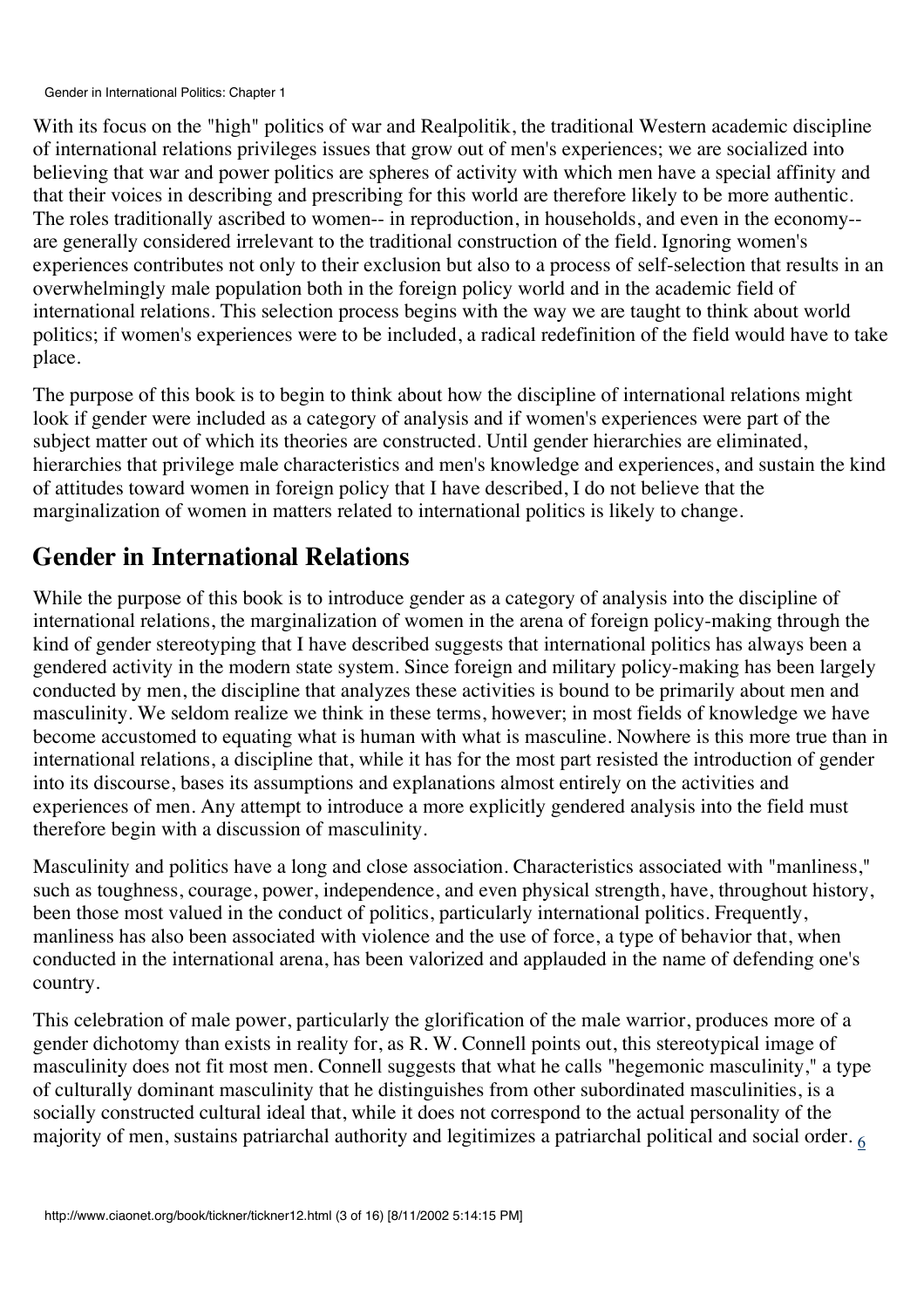With its focus on the "high" politics of war and Realpolitik, the traditional Western academic discipline of international relations privileges issues that grow out of men's experiences; we are socialized into believing that war and power politics are spheres of activity with which men have a special affinity and that their voices in describing and prescribing for this world are therefore likely to be more authentic. The roles traditionally ascribed to women-- in reproduction, in households, and even in the economy-- are generally considered irrelevant to the traditional construction of the field. Ignoring women's experiences contributes not only to their exclusion but also to a process of self-selection that results in an overwhelmingly male population both in the foreign policy world and in the academic field of international relations. This selection process begins with the way we are taught to think about world politics; if women's experiences were to be included, a radical redefinition of the field would have to take place.

The purpose of this book is to begin to think about how the discipline of international relations might look if gender were included as a category of analysis and if women's experiences were part of the subject matter out of which its theories are constructed. Until gender hierarchies are eliminated, hierarchies that privilege male characteristics and men's knowledge and experiences, and sustain the kind of attitudes toward women in foreign policy that I have described, I do not believe that the marginalization of women in matters related to international politics is likely to change.

## Gender in International Relations

While the purpose of this book is to introduce gender as a category of analysis into the discipline of international relations, the marginalization of women in the arena of foreign policy-making through the kind of gender stereotyping that I have described suggests that international politics has always been a gendered activity in the modern state system. Since foreign and military policy-making has been largely conducted by men, the discipline that analyzes these activities is bound to be primarily about men and masculinity. We seldom realize we think in these terms, however; in most fields of knowledge we have become accustomed to equating what is human with what is masculine. Nowhere is this more true than in international relations, a discipline that, while it has for the most part resisted the introduction of gender into its discourse, bases its assumptions and explanations almost entirely on the activities and experiences of men. Any attempt to introduce a more explicitly gendered analysis into the field must therefore begin with a discussion of masculinity.

Masculinity and politics have a long and close association. Characteristics associated with "manliness," such as toughness, courage, power, independence, and even physical strength, have, throughout history, been those most valued in the conduct of politics, particularly international politics. Frequently, manliness has also been associated with violence and the use of force, a type of behavior that, when conducted in the international arena, has been valorized and applauded in the name of defending one's country.

This celebration of male power, particularly the glorification of the male warrior, produces more of a gender dichotomy than exists in reality for, as R. W. Connell points out, this stereotypical image of masculinity does not fit most men. Connell suggests that what he calls "hegemonic masculinity," a type of culturally dominant masculinity that he distinguishes from other subordinated masculinities, is a socially constructed cultural ideal that, while it does not correspond to the actual personality of the majority of men, sustains patriarchal authority and legitimizes a patriarchal political and social order. [6]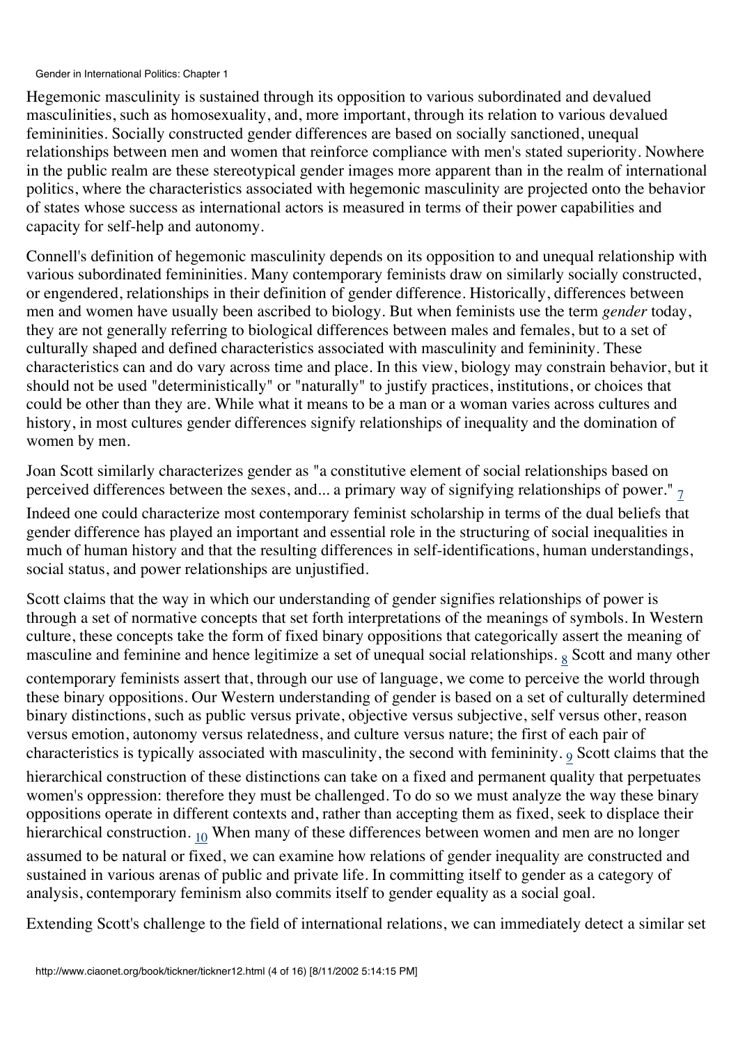Hegemonic masculinity is sustained through its opposition to various subordinated and devalued masculinities, such as homosexuality, and, more important, through its relation to various devalued femininities. Socially constructed gender differences are based on socially sanctioned, unequal relationships between men and women that reinforce compliance with men's stated superiority. Nowhere in the public realm are these stereotypical gender images more apparent than in the realm of international politics, where the characteristics associated with hegemonic masculinity are projected onto the behavior of states whose success as international actors is measured in terms of their power capabilities and capacity for self-help and autonomy.

Connell's definition of hegemonic masculinity depends on its opposition to and unequal relationship with various subordinated femininities. Many contemporary feminists draw on similarly socially constructed, or engendered, relationships in their definition of gender difference. Historically, differences between men and women have usually been ascribed to biology. But when feminists use the term *gender* today, they are not generally referring to biological differences between males and females, but to a set of culturally shaped and defined characteristics associated with masculinity and femininity. These characteristics can and do vary across time and place. In this view, biology may constrain behavior, but it should not be used "deterministically" or "naturally" to justify practices, institutions, or choices that could be other than they are. While what it means to be a man or a woman varies across cultures and history, in most cultures gender differences signify relationships of inequality and the domination of women by men.

Joan Scott similarly characterizes gender as "a constitutive element of social relationships based on perceived differences between the sexes, and... a primary way of signifying relationships of power." [7] Indeed one could characterize most contemporary feminist scholarship in terms of the dual beliefs that gender difference has played an important and essential role in the structuring of social inequalities in much of human history and that the resulting differences in self-identifications, human understandings, social status, and power relationships are unjustified.

Scott claims that the way in which our understanding of gender signifies relationships of power is through a set of normative concepts that set forth interpretations of the meanings of symbols. In Western culture, these concepts take the form of fixed binary oppositions that categorically assert the meaning of masculine and feminine and hence legitimize a set of unequal social relationships. [8] Scott and many other contemporary feminists assert that, through our use of language, we come to perceive the world through these binary oppositions. Our Western understanding of gender is based on a set of culturally determined binary distinctions, such as public versus private, objective versus subjective, self versus other, reason versus emotion, autonomy versus relatedness, and culture versus nature; the first of each pair of characteristics is typically associated with masculinity, the second with femininity. [9] Scott claims that the hierarchical construction of these distinctions can take on a fixed and permanent quality that perpetuates women's oppression: therefore they must be challenged. To do so we must analyze the way these binary oppositions operate in different contexts and, rather than accepting them as fixed, seek to displace their hierarchical construction. [10] When many of these differences between women and men are no longer assumed to be natural or fixed, we can examine how relations of gender inequality are constructed and sustained in various arenas of public and private life. In committing itself to gender as a category of analysis, contemporary feminism also commits itself to gender equality as a social goal.

Extending Scott's challenge to the field of international relations, we can immediately detect a similar set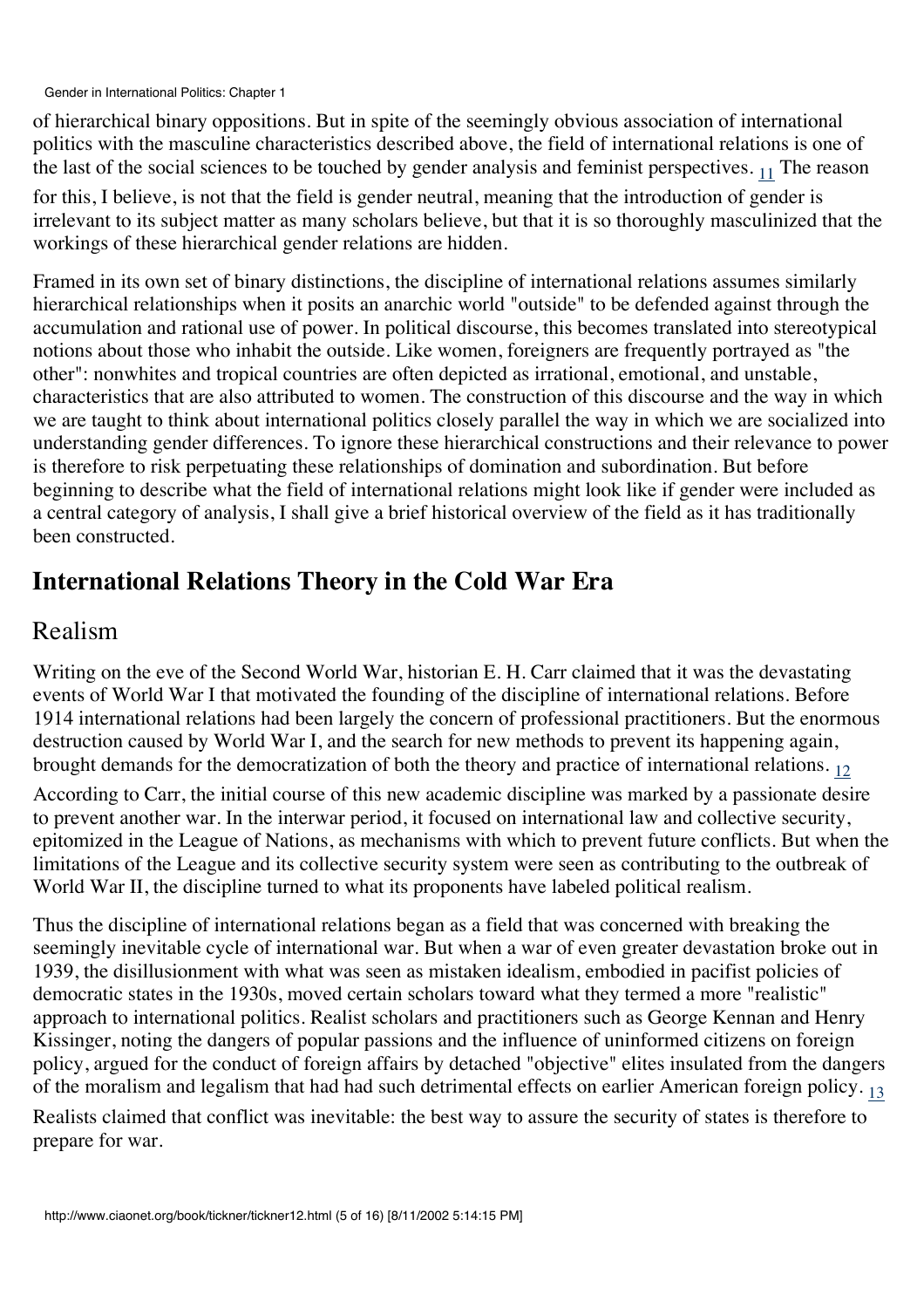of hierarchical binary oppositions. But in spite of the seemingly obvious association of international politics with the masculine characteristics described above, the field of international relations is one of the last of the social sciences to be touched by gender analysis and feminist perspectives. [11] The reason for this, I believe, is not that the field is gender neutral, meaning that the introduction of gender is irrelevant to its subject matter as many scholars believe, but that it is so thoroughly masculinized that the workings of these hierarchical gender relations are hidden.

Framed in its own set of binary distinctions, the discipline of international relations assumes similarly hierarchical relationships when it posits an anarchic world "outside" to be defended against through the accumulation and rational use of power. In political discourse, this becomes translated into stereotypical notions about those who inhabit the outside. Like women, foreigners are frequently portrayed as "the other": nonwhites and tropical countries are often depicted as irrational, emotional, and unstable, characteristics that are also attributed to women. The construction of this discourse and the way in which we are taught to think about international politics closely parallel the way in which we are socialized into understanding gender differences. To ignore these hierarchical constructions and their relevance to power is therefore to risk perpetuating these relationships of domination and subordination. But before beginning to describe what the field of international relations might look like if gender were included as a central category of analysis, I shall give a brief historical overview of the field as it has traditionally been constructed.

## International Relations Theory in the Cold War Era

### Realism

Writing on the eve of the Second World War, historian E. H. Carr claimed that it was the devastating events of World War I that motivated the founding of the discipline of international relations. Before 1914 international relations had been largely the concern of professional practitioners. But the enormous destruction caused by World War I, and the search for new methods to prevent its happening again, brought demands for the democratization of both the theory and practice of international relations. [12] According to Carr, the initial course of this new academic discipline was marked by a passionate desire to prevent another war. In the interwar period, it focused on international law and collective security, epitomized in the League of Nations, as mechanisms with which to prevent future conflicts. But when the limitations of the League and its collective security system were seen as contributing to the outbreak of World War II, the discipline turned to what its proponents have labeled political realism.

Thus the discipline of international relations began as a field that was concerned with breaking the seemingly inevitable cycle of international war. But when a war of even greater devastation broke out in 1939, the disillusionment with what was seen as mistaken idealism, embodied in pacifist policies of democratic states in the 1930s, moved certain scholars toward what they termed a more "realistic" approach to international politics. Realist scholars and practitioners such as George Kennan and Henry Kissinger, noting the dangers of popular passions and the influence of uninformed citizens on foreign policy, argued for the conduct of foreign affairs by detached "objective" elites insulated from the dangers of the moralism and legalism that had had such detrimental effects on earlier American foreign policy. [13] Realists claimed that conflict was inevitable: the best way to assure the security of states is therefore to prepare for war.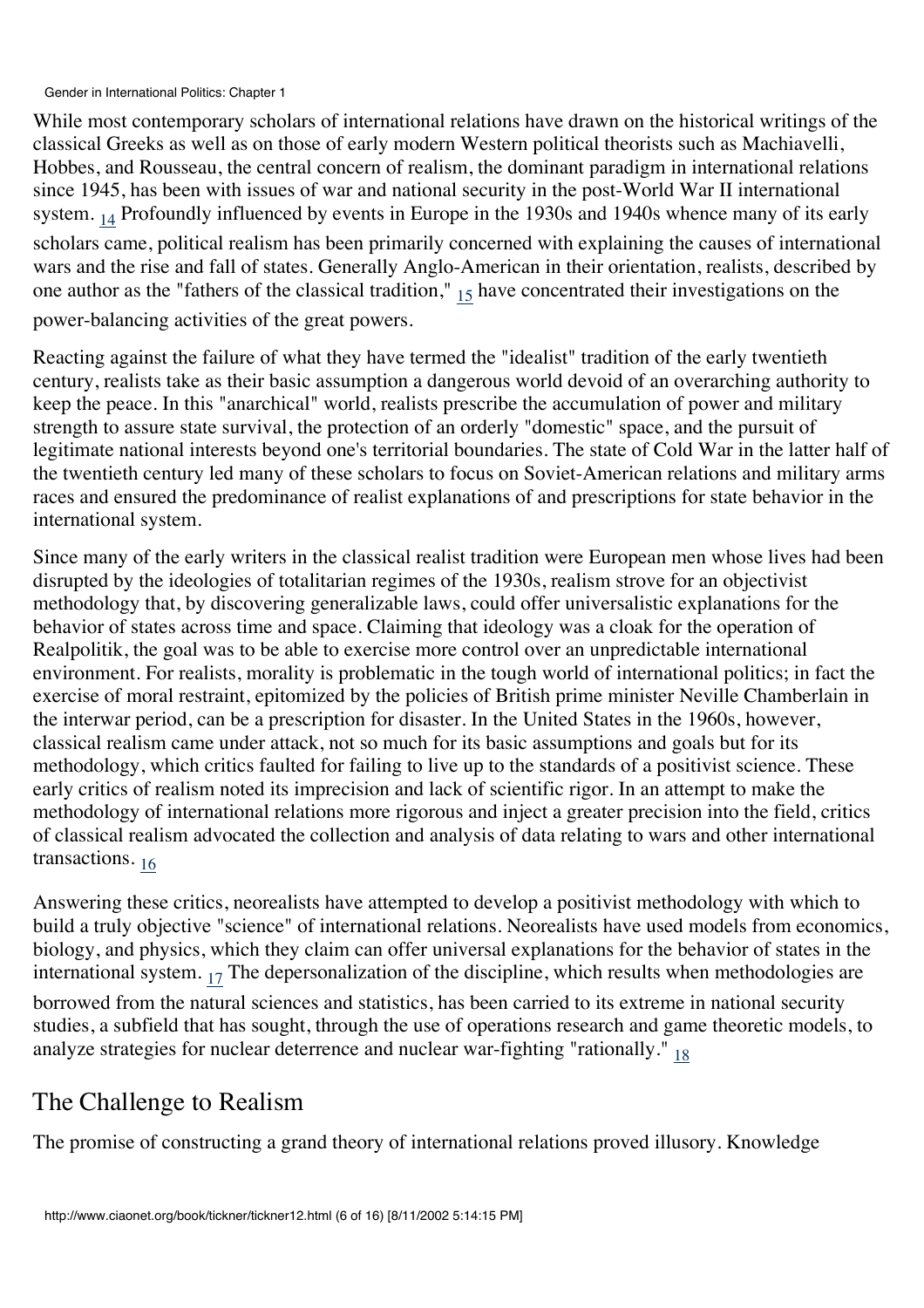While most contemporary scholars of international relations have drawn on the historical writings of the classical Greeks as well as on those of early modern Western political theorists such as Machiavelli, Hobbes, and Rousseau, the central concern of realism, the dominant paradigm in international relations since 1945, has been with issues of war and national security in the post-World War II international system. [14] Profoundly influenced by events in Europe in the 1930s and 1940s whence many of its early scholars came, political realism has been primarily concerned with explaining the causes of international wars and the rise and fall of states. Generally Anglo-American in their orientation, realists, described by one author as the "fathers of the classical tradition," [15] have concentrated their investigations on the power-balancing activities of the great powers.

Reacting against the failure of what they have termed the "idealist" tradition of the early twentieth century, realists take as their basic assumption a dangerous world devoid of an overarching authority to keep the peace. In this "anarchical" world, realists prescribe the accumulation of power and military strength to assure state survival, the protection of an orderly "domestic" space, and the pursuit of legitimate national interests beyond one's territorial boundaries. The state of Cold War in the latter half of the twentieth century led many of these scholars to focus on Soviet-American relations and military arms races and ensured the predominance of realist explanations of and prescriptions for state behavior in the international system.

Since many of the early writers in the classical realist tradition were European men whose lives had been disrupted by the ideologies of totalitarian regimes of the 1930s, realism strove for an objectivist methodology that, by discovering generalizable laws, could offer universalistic explanations for the behavior of states across time and space. Claiming that ideology was a cloak for the operation of Realpolitik, the goal was to be able to exercise more control over an unpredictable international environment. For realists, morality is problematic in the tough world of international politics; in fact the exercise of moral restraint, epitomized by the policies of British prime minister Neville Chamberlain in the interwar period, can be a prescription for disaster. In the United States in the 1960s, however, classical realism came under attack, not so much for its basic assumptions and goals but for its methodology, which critics faulted for failing to live up to the standards of a positivist science. These early critics of realism noted its imprecision and lack of scientific rigor. In an attempt to make the methodology of international relations more rigorous and inject a greater precision into the field, critics of classical realism advocated the collection and analysis of data relating to wars and other international transactions. [16]

Answering these critics, neorealists have attempted to develop a positivist methodology with which to build a truly objective "science" of international relations. Neorealists have used models from economics, biology, and physics, which they claim can offer universal explanations for the behavior of states in the international system. [17] The depersonalization of the discipline, which results when methodologies are borrowed from the natural sciences and statistics, has been carried to its extreme in national security studies, a subfield that has sought, through the use of operations research and game theoretic models, to analyze strategies for nuclear deterrence and nuclear war-fighting "rationally." [18]

## The Challenge to Realism

The promise of constructing a grand theory of international relations proved illusory. Knowledge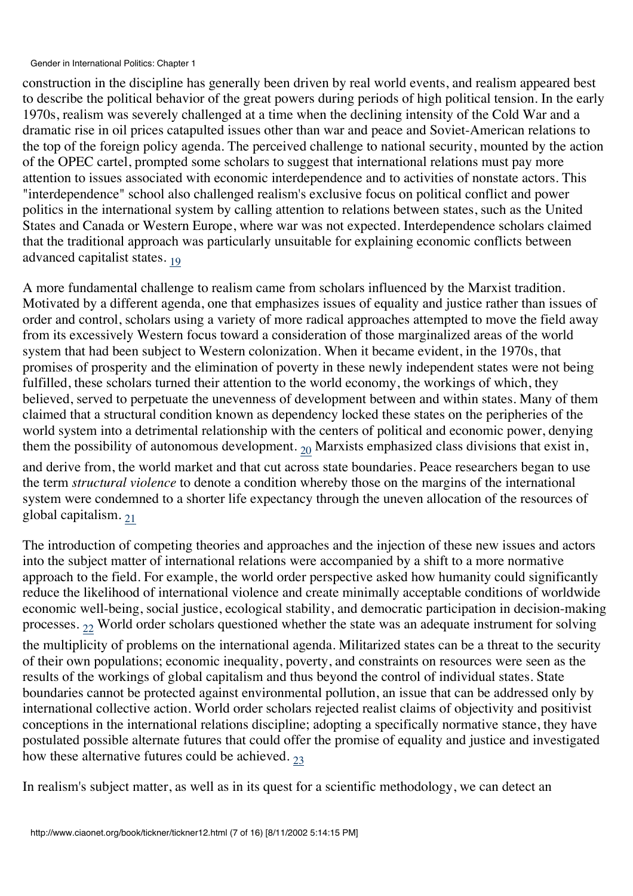construction in the discipline has generally been driven by real world events, and realism appeared best to describe the political behavior of the great powers during periods of high political tension. In the early 1970s, realism was severely challenged at a time when the declining intensity of the Cold War and a dramatic rise in oil prices catapulted issues other than war and peace and Soviet-American relations to the top of the foreign policy agenda. The perceived challenge to national security, mounted by the action of the OPEC cartel, prompted some scholars to suggest that international relations must pay more attention to issues associated with economic interdependence and to activities of nonstate actors. This "interdependence" school also challenged realism's exclusive focus on political conflict and power politics in the international system by calling attention to relations between states, such as the United States and Canada or Western Europe, where war was not expected. Interdependence scholars claimed that the traditional approach was particularly unsuitable for explaining economic conflicts between advanced capitalist states. [19]

A more fundamental challenge to realism came from scholars influenced by the Marxist tradition. Motivated by a different agenda, one that emphasizes issues of equality and justice rather than issues of order and control, scholars using a variety of more radical approaches attempted to move the field away from its excessively Western focus toward a consideration of those marginalized areas of the world system that had been subject to Western colonization. When it became evident, in the 1970s, that promises of prosperity and the elimination of poverty in these newly independent states were not being fulfilled, these scholars turned their attention to the world economy, the workings of which, they believed, served to perpetuate the unevenness of development between and within states. Many of them claimed that a structural condition known as dependency locked these states on the peripheries of the world system into a detrimental relationship with the centers of political and economic power, denying them the possibility of autonomous development. [20] Marxists emphasized class divisions that exist in, and derive from, the world market and that cut across state boundaries. Peace researchers began to use the term *structural violence* to denote a condition whereby those on the margins of the international system were condemned to a shorter life expectancy through the uneven allocation of the resources of global capitalism. [21]

The introduction of competing theories and approaches and the injection of these new issues and actors into the subject matter of international relations were accompanied by a shift to a more normative approach to the field. For example, the world order perspective asked how humanity could significantly reduce the likelihood of international violence and create minimally acceptable conditions of worldwide economic well-being, social justice, ecological stability, and democratic participation in decision-making processes. [22] World order scholars questioned whether the state was an adequate instrument for solving the multiplicity of problems on the international agenda. Militarized states can be a threat to the security of their own populations; economic inequality, poverty, and constraints on resources were seen as the results of the workings of global capitalism and thus beyond the control of individual states. State boundaries cannot be protected against environmental pollution, an issue that can be addressed only by international collective action. World order scholars rejected realist claims of objectivity and positivist conceptions in the international relations discipline; adopting a specifically normative stance, they have postulated possible alternate futures that could offer the promise of equality and justice and investigated how these alternative futures could be achieved. [23]

In realism's subject matter, as well as in its quest for a scientific methodology, we can detect an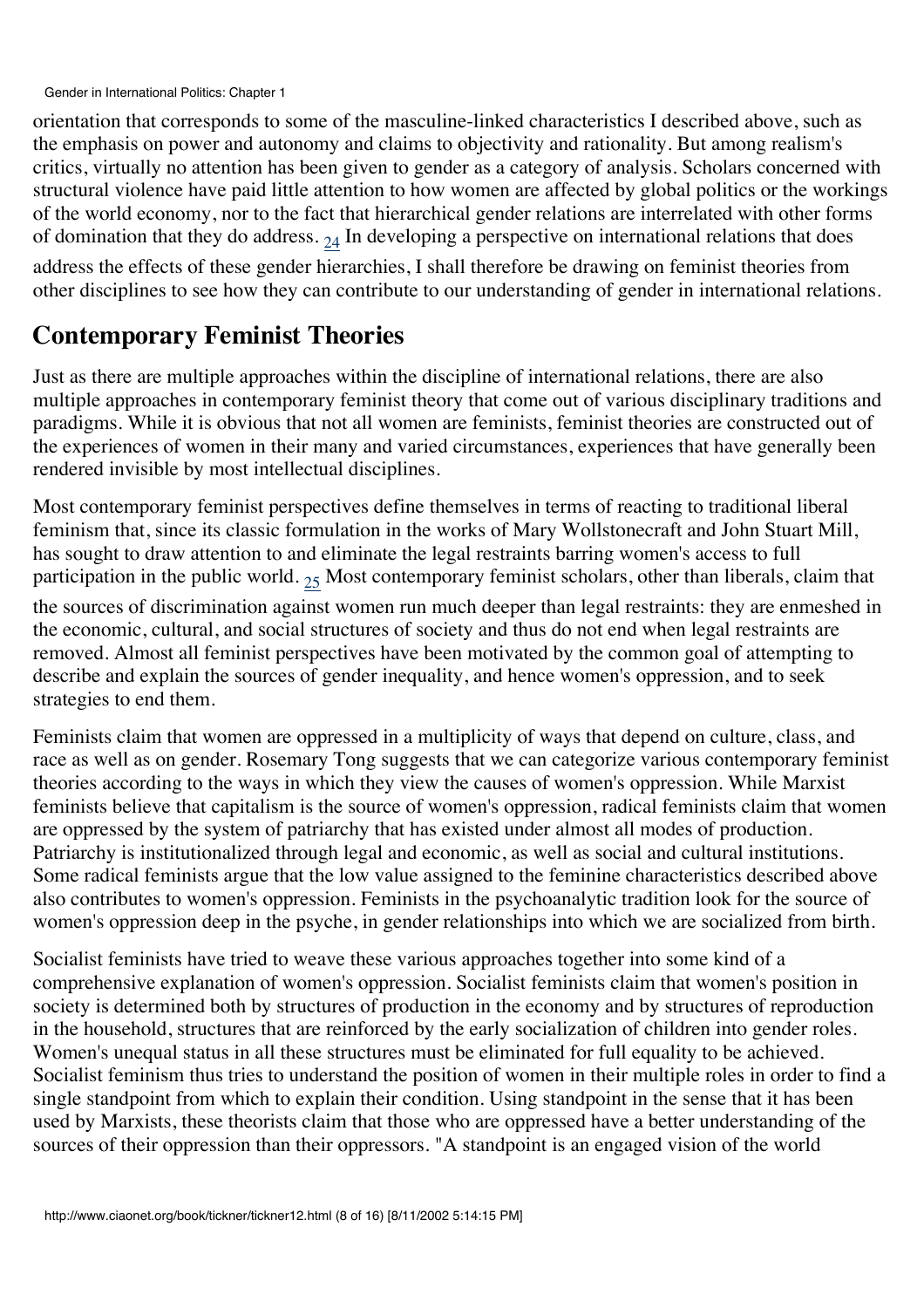orientation that corresponds to some of the masculine-linked characteristics I described above, such as the emphasis on power and autonomy and claims to objectivity and rationality. But among realism's critics, virtually no attention has been given to gender as a category of analysis. Scholars concerned with structural violence have paid little attention to how women are affected by global politics or the workings of the world economy, nor to the fact that hierarchical gender relations are interrelated with other forms of domination that they do address. [24] In developing a perspective on international relations that does address the effects of these gender hierarchies, I shall therefore be drawing on feminist theories from other disciplines to see how they can contribute to our understanding of gender in international relations.

## Contemporary Feminist Theories

Just as there are multiple approaches within the discipline of international relations, there are also multiple approaches in contemporary feminist theory that come out of various disciplinary traditions and paradigms. While it is obvious that not all women are feminists, feminist theories are constructed out of the experiences of women in their many and varied circumstances, experiences that have generally been rendered invisible by most intellectual disciplines.

Most contemporary feminist perspectives define themselves in terms of reacting to traditional liberal feminism that, since its classic formulation in the works of Mary Wollstonecraft and John Stuart Mill, has sought to draw attention to and eliminate the legal restraints barring women's access to full participation in the public world. [25] Most contemporary feminist scholars, other than liberals, claim that the sources of discrimination against women run much deeper than legal restraints: they are enmeshed in the economic, cultural, and social structures of society and thus do not end when legal restraints are removed. Almost all feminist perspectives have been motivated by the common goal of attempting to describe and explain the sources of gender inequality, and hence women's oppression, and to seek strategies to end them.

Feminists claim that women are oppressed in a multiplicity of ways that depend on culture, class, and race as well as on gender. Rosemary Tong suggests that we can categorize various contemporary feminist theories according to the ways in which they view the causes of women's oppression. While Marxist feminists believe that capitalism is the source of women's oppression, radical feminists claim that women are oppressed by the system of patriarchy that has existed under almost all modes of production. Patriarchy is institutionalized through legal and economic, as well as social and cultural institutions. Some radical feminists argue that the low value assigned to the feminine characteristics described above also contributes to women's oppression. Feminists in the psychoanalytic tradition look for the source of women's oppression deep in the psyche, in gender relationships into which we are socialized from birth.

Socialist feminists have tried to weave these various approaches together into some kind of a comprehensive explanation of women's oppression. Socialist feminists claim that women's position in society is determined both by structures of production in the economy and by structures of reproduction in the household, structures that are reinforced by the early socialization of children into gender roles. Women's unequal status in all these structures must be eliminated for full equality to be achieved. Socialist feminism thus tries to understand the position of women in their multiple roles in order to find a single standpoint from which to explain their condition. Using standpoint in the sense that it has been used by Marxists, these theorists claim that those who are oppressed have a better understanding of the sources of their oppression than their oppressors. "A standpoint is an engaged vision of the world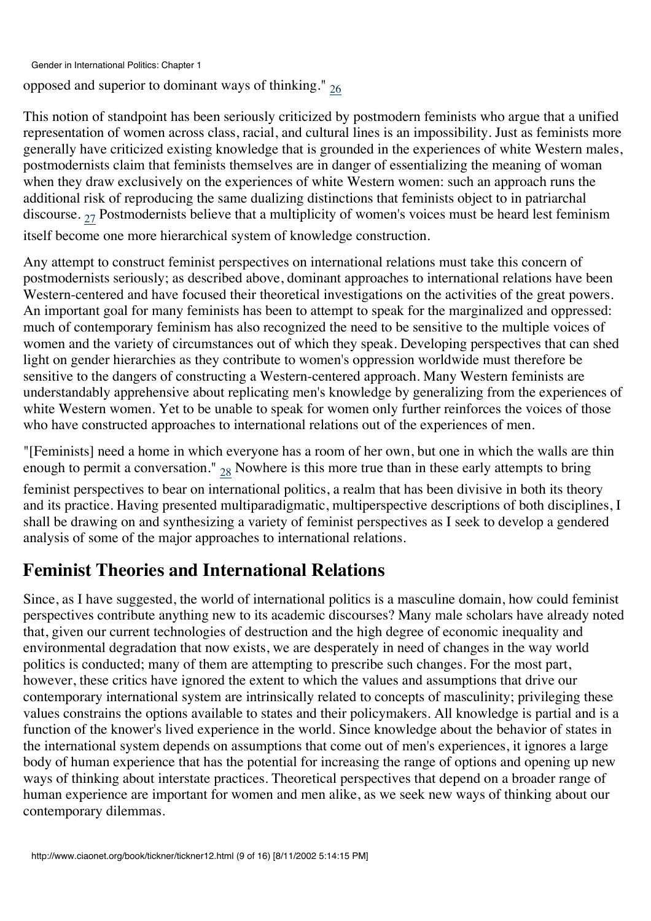opposed and superior to dominant ways of thinking." [26]

This notion of standpoint has been seriously criticized by postmodern feminists who argue that a unified representation of women across class, racial, and cultural lines is an impossibility. Just as feminists more generally have criticized existing knowledge that is grounded in the experiences of white Western males, postmodernists claim that feminists themselves are in danger of essentializing the meaning of woman when they draw exclusively on the experiences of white Western women: such an approach runs the additional risk of reproducing the same dualizing distinctions that feminists object to in patriarchal discourse. [27] Postmodernists believe that a multiplicity of women's voices must be heard lest feminism itself become one more hierarchical system of knowledge construction.

Any attempt to construct feminist perspectives on international relations must take this concern of postmodernists seriously; as described above, dominant approaches to international relations have been Western-centered and have focused their theoretical investigations on the activities of the great powers. An important goal for many feminists has been to attempt to speak for the marginalized and oppressed: much of contemporary feminism has also recognized the need to be sensitive to the multiple voices of women and the variety of circumstances out of which they speak. Developing perspectives that can shed light on gender hierarchies as they contribute to women's oppression worldwide must therefore be sensitive to the dangers of constructing a Western-centered approach. Many Western feminists are understandably apprehensive about replicating men's knowledge by generalizing from the experiences of white Western women. Yet to be unable to speak for women only further reinforces the voices of those who have constructed approaches to international relations out of the experiences of men.

"[Feminists] need a home in which everyone has a room of her own, but one in which the walls are thin enough to permit a conversation." [28] Nowhere is this more true than in these early attempts to bring feminist perspectives to bear on international politics, a realm that has been divisive in both its theory and its practice. Having presented multiparadigmatic, multiperspective descriptions of both disciplines, I shall be drawing on and synthesizing a variety of feminist perspectives as I seek to develop a gendered analysis of some of the major approaches to international relations.

## Feminist Theories and International Relations

Since, as I have suggested, the world of international politics is a masculine domain, how could feminist perspectives contribute anything new to its academic discourses? Many male scholars have already noted that, given our current technologies of destruction and the high degree of economic inequality and environmental degradation that now exists, we are desperately in need of changes in the way world politics is conducted; many of them are attempting to prescribe such changes. For the most part, however, these critics have ignored the extent to which the values and assumptions that drive our contemporary international system are intrinsically related to concepts of masculinity; privileging these values constrains the options available to states and their policymakers. All knowledge is partial and is a function of the knower's lived experience in the world. Since knowledge about the behavior of states in the international system depends on assumptions that come out of men's experiences, it ignores a large body of human experience that has the potential for increasing the range of options and opening up new ways of thinking about interstate practices. Theoretical perspectives that depend on a broader range of human experience are important for women and men alike, as we seek new ways of thinking about our contemporary dilemmas.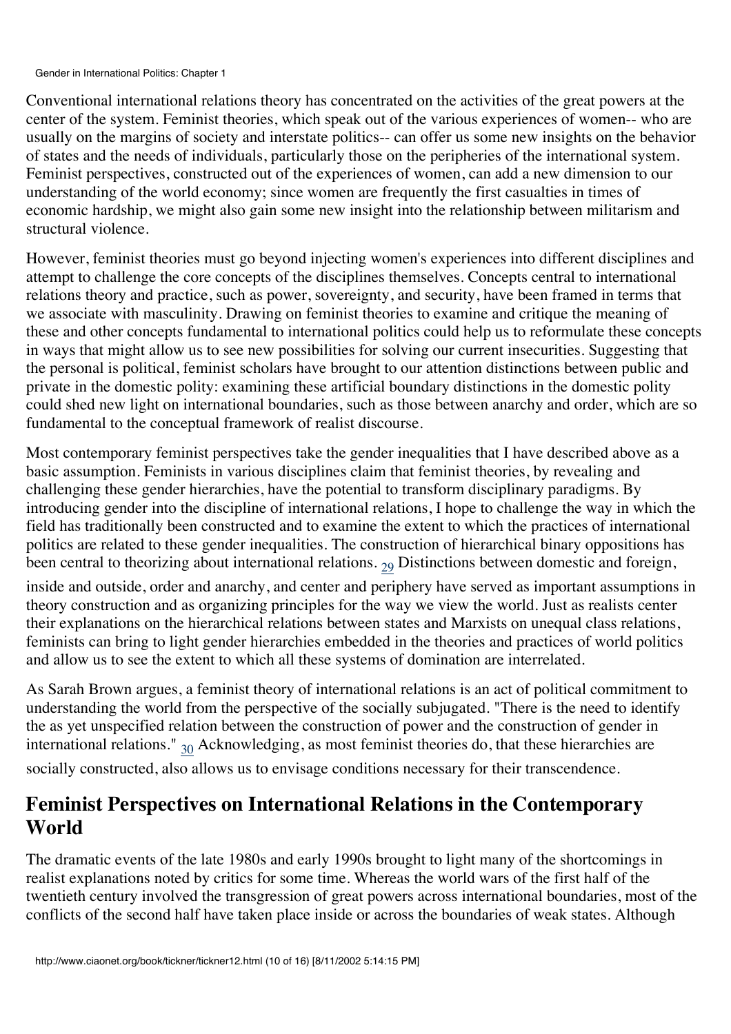Conventional international relations theory has concentrated on the activities of the great powers at the center of the system. Feminist theories, which speak out of the various experiences of women-- who are usually on the margins of society and interstate politics-- can offer us some new insights on the behavior of states and the needs of individuals, particularly those on the peripheries of the international system. Feminist perspectives, constructed out of the experiences of women, can add a new dimension to our understanding of the world economy; since women are frequently the first casualties in times of economic hardship, we might also gain some new insight into the relationship between militarism and structural violence.

However, feminist theories must go beyond injecting women's experiences into different disciplines and attempt to challenge the core concepts of the disciplines themselves. Concepts central to international relations theory and practice, such as power, sovereignty, and security, have been framed in terms that we associate with masculinity. Drawing on feminist theories to examine and critique the meaning of these and other concepts fundamental to international politics could help us to reformulate these concepts in ways that might allow us to see new possibilities for solving our current insecurities. Suggesting that the personal is political, feminist scholars have brought to our attention distinctions between public and private in the domestic polity: examining these artificial boundary distinctions in the domestic polity could shed new light on international boundaries, such as those between anarchy and order, which are so fundamental to the conceptual framework of realist discourse.

Most contemporary feminist perspectives take the gender inequalities that I have described above as a basic assumption. Feminists in various disciplines claim that feminist theories, by revealing and challenging these gender hierarchies, have the potential to transform disciplinary paradigms. By introducing gender into the discipline of international relations, I hope to challenge the way in which the field has traditionally been constructed and to examine the extent to which the practices of international politics are related to these gender inequalities. The construction of hierarchical binary oppositions has been central to theorizing about international relations. [29] Distinctions between domestic and foreign, inside and outside, order and anarchy, and center and periphery have served as important assumptions in theory construction and as organizing principles for the way we view the world. Just as realists center their explanations on the hierarchical relations between states and Marxists on unequal class relations, feminists can bring to light gender hierarchies embedded in the theories and practices of world politics and allow us to see the extent to which all these systems of domination are interrelated.

As Sarah Brown argues, a feminist theory of international relations is an act of political commitment to understanding the world from the perspective of the socially subjugated. "There is the need to identify the as yet unspecified relation between the construction of power and the construction of gender in international relations." [30] Acknowledging, as most feminist theories do, that these hierarchies are socially constructed, also allows us to envisage conditions necessary for their transcendence.

## Feminist Perspectives on International Relations in the Contemporary World

The dramatic events of the late 1980s and early 1990s brought to light many of the shortcomings in realist explanations noted by critics for some time. Whereas the world wars of the first half of the twentieth century involved the transgression of great powers across international boundaries, most of the conflicts of the second half have taken place inside or across the boundaries of weak states. Although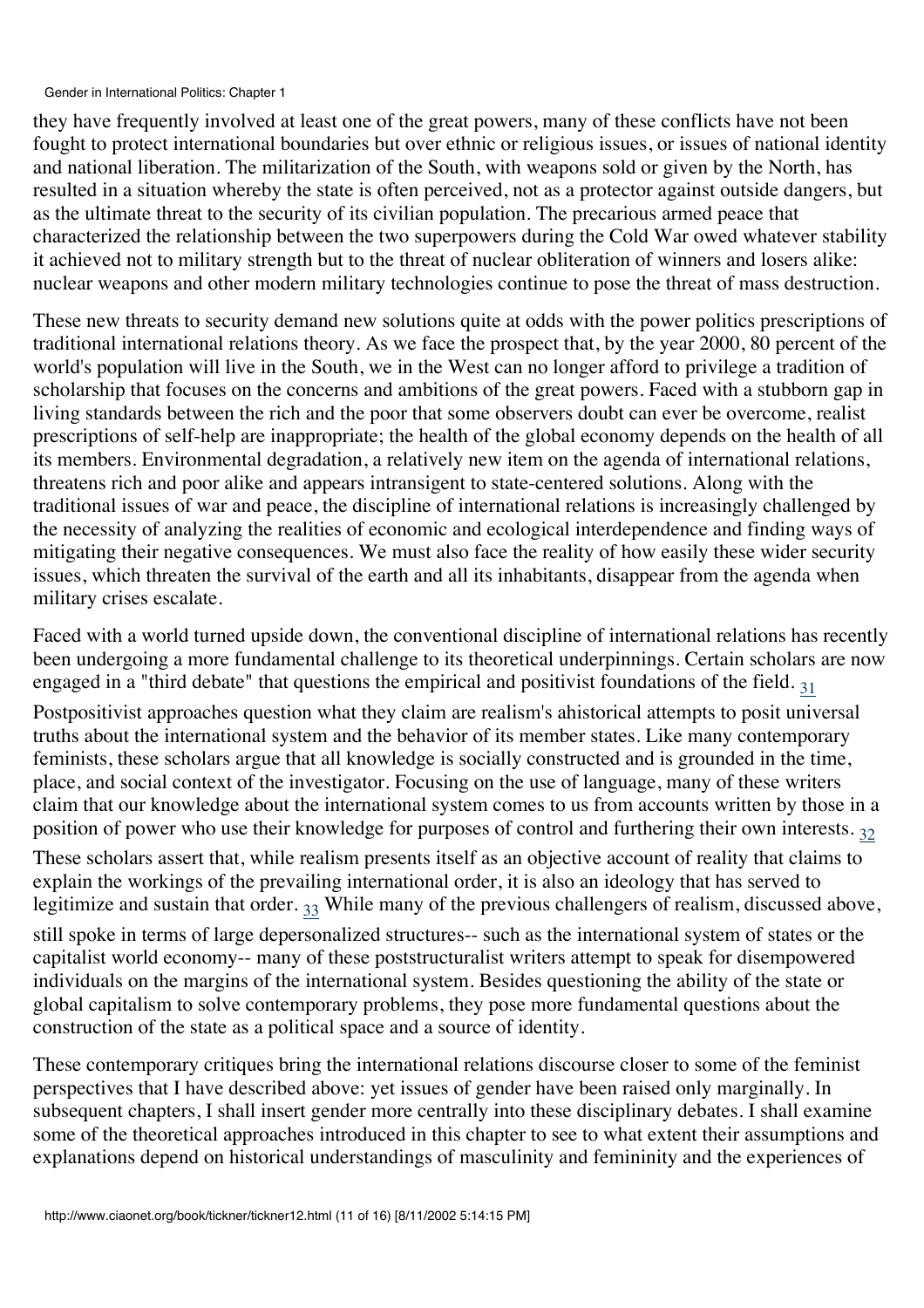they have frequently involved at least one of the great powers, many of these conflicts have not been fought to protect international boundaries but over ethnic or religious issues, or issues of national identity and national liberation. The militarization of the South, with weapons sold or given by the North, has resulted in a situation whereby the state is often perceived, not as a protector against outside dangers, but as the ultimate threat to the security of its civilian population. The precarious armed peace that characterized the relationship between the two superpowers during the Cold War owed whatever stability it achieved not to military strength but to the threat of nuclear obliteration of winners and losers alike: nuclear weapons and other modern military technologies continue to pose the threat of mass destruction.

These new threats to security demand new solutions quite at odds with the power politics prescriptions of traditional international relations theory. As we face the prospect that, by the year 2000, 80 percent of the world's population will live in the South, we in the West can no longer afford to privilege a tradition of scholarship that focuses on the concerns and ambitions of the great powers. Faced with a stubborn gap in living standards between the rich and the poor that some observers doubt can ever be overcome, realist prescriptions of self-help are inappropriate; the health of the global economy depends on the health of all its members. Environmental degradation, a relatively new item on the agenda of international relations, threatens rich and poor alike and appears intransigent to state-centered solutions. Along with the traditional issues of war and peace, the discipline of international relations is increasingly challenged by the necessity of analyzing the realities of economic and ecological interdependence and finding ways of mitigating their negative consequences. We must also face the reality of how easily these wider security issues, which threaten the survival of the earth and all its inhabitants, disappear from the agenda when military crises escalate.

Faced with a world turned upside down, the conventional discipline of international relations has recently been undergoing a more fundamental challenge to its theoretical underpinnings. Certain scholars are now engaged in a "third debate" that questions the empirical and positivist foundations of the field. [31] Postpositivist approaches question what they claim are realism's ahistorical attempts to posit universal truths about the international system and the behavior of its member states. Like many contemporary feminists, these scholars argue that all knowledge is socially constructed and is grounded in the time, place, and social context of the investigator. Focusing on the use of language, many of these writers claim that our knowledge about the international system comes to us from accounts written by those in a position of power who use their knowledge for purposes of control and furthering their own interests. [32] These scholars assert that, while realism presents itself as an objective account of reality that claims to explain the workings of the prevailing international order, it is also an ideology that has served to legitimize and sustain that order. [33] While many of the previous challengers of realism, discussed above, still spoke in terms of large depersonalized structures-- such as the international system of states or the capitalist world economy-- many of these poststructuralist writers attempt to speak for disempowered individuals on the margins of the international system. Besides questioning the ability of the state or global capitalism to solve contemporary problems, they pose more fundamental questions about the construction of the state as a political space and a source of identity.

These contemporary critiques bring the international relations discourse closer to some of the feminist perspectives that I have described above: yet issues of gender have been raised only marginally. In subsequent chapters, I shall insert gender more centrally into these disciplinary debates. I shall examine some of the theoretical approaches introduced in this chapter to see to what extent their assumptions and explanations depend on historical understandings of masculinity and femininity and the experiences of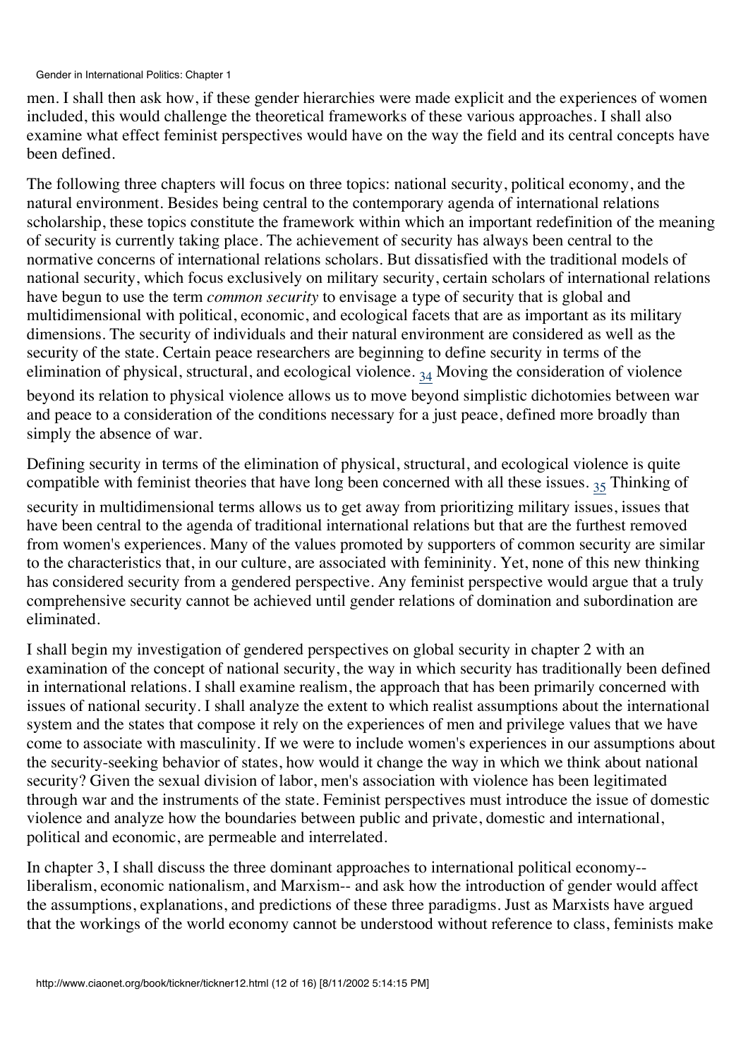men. I shall then ask how, if these gender hierarchies were made explicit and the experiences of women included, this would challenge the theoretical frameworks of these various approaches. I shall also examine what effect feminist perspectives would have on the way the field and its central concepts have been defined.

The following three chapters will focus on three topics: national security, political economy, and the natural environment. Besides being central to the contemporary agenda of international relations scholarship, these topics constitute the framework within which an important redefinition of the meaning of security is currently taking place. The achievement of security has always been central to the normative concerns of international relations scholars. But dissatisfied with the traditional models of national security, which focus exclusively on military security, certain scholars of international relations have begun to use the term *common security* to envisage a type of security that is global and multidimensional with political, economic, and ecological facets that are as important as its military dimensions. The security of individuals and their natural environment are considered as well as the security of the state. Certain peace researchers are beginning to define security in terms of the elimination of physical, structural, and ecological violence. [34] Moving the consideration of violence beyond its relation to physical violence allows us to move beyond simplistic dichotomies between war and peace to a consideration of the conditions necessary for a just peace, defined more broadly than simply the absence of war.

Defining security in terms of the elimination of physical, structural, and ecological violence is quite compatible with feminist theories that have long been concerned with all these issues. [35] Thinking of security in multidimensional terms allows us to get away from prioritizing military issues, issues that have been central to the agenda of traditional international relations but that are the furthest removed from women's experiences. Many of the values promoted by supporters of common security are similar to the characteristics that, in our culture, are associated with femininity. Yet, none of this new thinking has considered security from a gendered perspective. Any feminist perspective would argue that a truly comprehensive security cannot be achieved until gender relations of domination and subordination are eliminated.

I shall begin my investigation of gendered perspectives on global security in chapter 2 with an examination of the concept of national security, the way in which security has traditionally been defined in international relations. I shall examine realism, the approach that has been primarily concerned with issues of national security. I shall analyze the extent to which realist assumptions about the international system and the states that compose it rely on the experiences of men and privilege values that we have come to associate with masculinity. If we were to include women's experiences in our assumptions about the security-seeking behavior of states, how would it change the way in which we think about national security? Given the sexual division of labor, men's association with violence has been legitimated through war and the instruments of the state. Feminist perspectives must introduce the issue of domestic violence and analyze how the boundaries between public and private, domestic and international, political and economic, are permeable and interrelated.

In chapter 3, I shall discuss the three dominant approaches to international political economy-- liberalism, economic nationalism, and Marxism-- and ask how the introduction of gender would affect the assumptions, explanations, and predictions of these three paradigms. Just as Marxists have argued that the workings of the world economy cannot be understood without reference to class, feminists make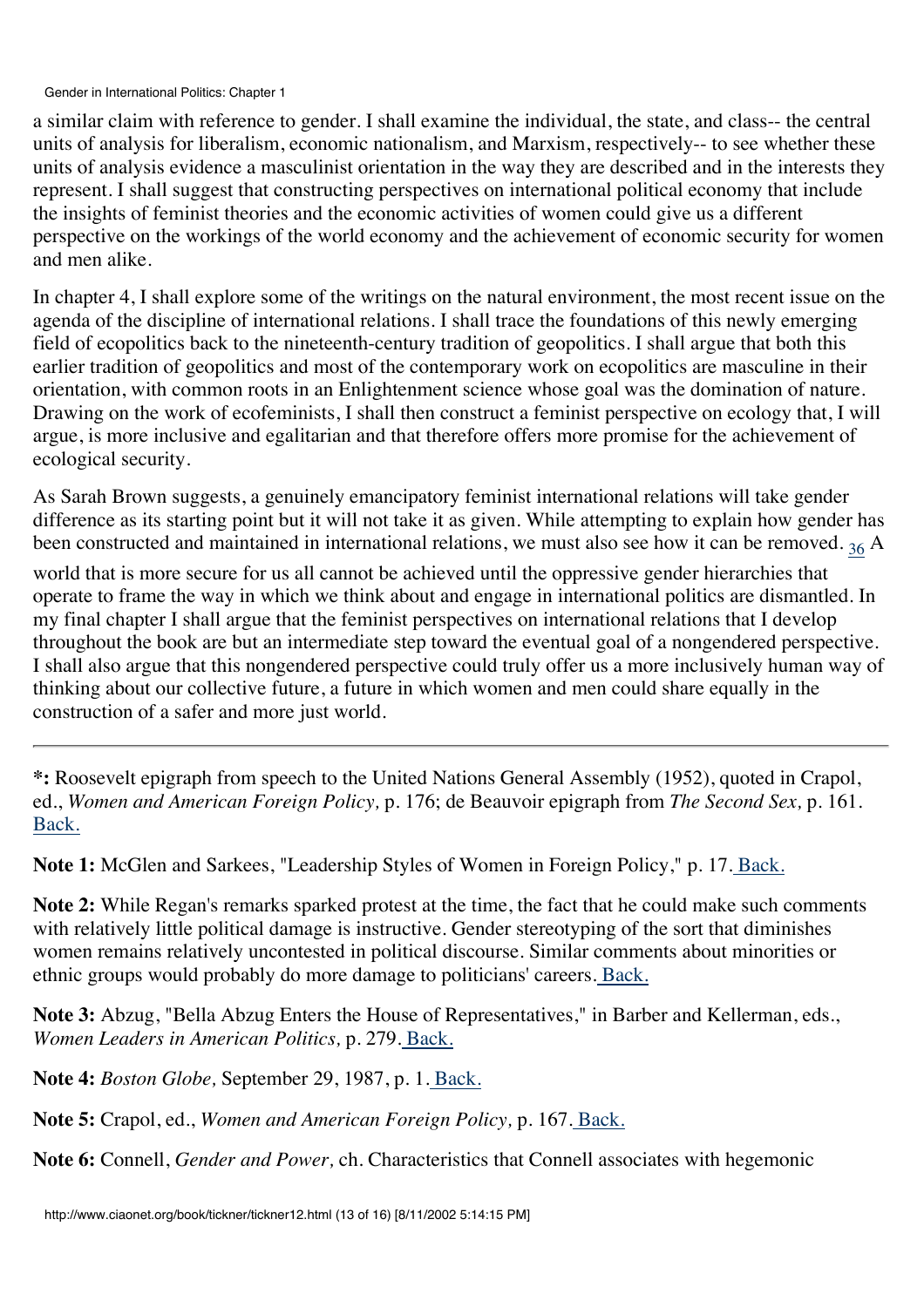a similar claim with reference to gender. I shall examine the individual, the state, and class-- the central units of analysis for liberalism, economic nationalism, and Marxism, respectively-- to see whether these units of analysis evidence a masculinist orientation in the way they are described and in the interests they represent. I shall suggest that constructing perspectives on international political economy that include the insights of feminist theories and the economic activities of women could give us a different perspective on the workings of the world economy and the achievement of economic security for women and men alike.

In chapter 4, I shall explore some of the writings on the natural environment, the most recent issue on the agenda of the discipline of international relations. I shall trace the foundations of this newly emerging field of ecopolitics back to the nineteenth-century tradition of geopolitics. I shall argue that both this earlier tradition of geopolitics and most of the contemporary work on ecopolitics are masculine in their orientation, with common roots in an Enlightenment science whose goal was the domination of nature. Drawing on the work of ecofeminists, I shall then construct a feminist perspective on ecology that, I will argue, is more inclusive and egalitarian and that therefore offers more promise for the achievement of ecological security.

As Sarah Brown suggests, a genuinely emancipatory feminist international relations will take gender difference as its starting point but it will not take it as given. While attempting to explain how gender has been constructed and maintained in international relations, we must also see how it can be removed. [36] A world that is more secure for us all cannot be achieved until the oppressive gender hierarchies that operate to frame the way in which we think about and engage in international politics are dismantled. In my final chapter I shall argue that the feminist perspectives on international relations that I develop throughout the book are but an intermediate step toward the eventual goal of a nongendered perspective. I shall also argue that this nongendered perspective could truly offer us a more inclusively human way of thinking about our collective future, a future in which women and men could share equally in the construction of a safer and more just world.

---

**\*:** Roosevelt epigraph from speech to the United Nations General Assembly (1952), quoted in Crapol, ed., *Women and American Foreign Policy,* p. 176; de Beauvoir epigraph from *The Second Sex,* p. 161. Back.

**Note 1:** McGlen and Sarkees, "Leadership Styles of Women in Foreign Policy," p. 17. Back.

**Note 2:** While Regan's remarks sparked protest at the time, the fact that he could make such comments with relatively little political damage is instructive. Gender stereotyping of the sort that diminishes women remains relatively uncontested in political discourse. Similar comments about minorities or ethnic groups would probably do more damage to politicians' careers. Back.

**Note 3:** Abzug, "Bella Abzug Enters the House of Representatives," in Barber and Kellerman, eds., *Women Leaders in American Politics,* p. 279. Back.

**Note 4:** *Boston Globe,* September 29, 1987, p. 1. Back.

**Note 5:** Crapol, ed., *Women and American Foreign Policy,* p. 167. Back.

**Note 6:** Connell, *Gender and Power,* ch. Characteristics that Connell associates with hegemonic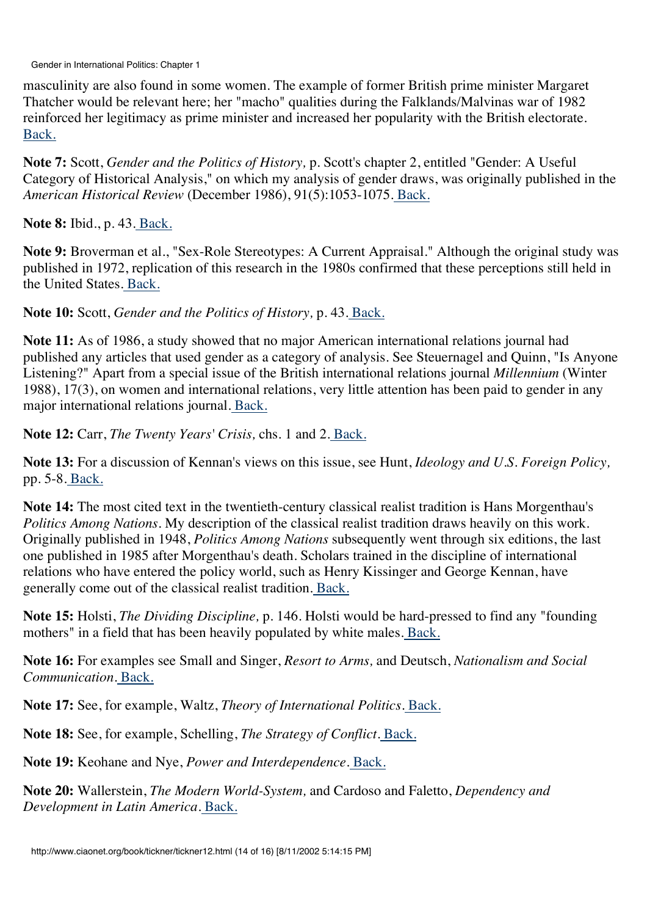masculinity are also found in some women. The example of former British prime minister Margaret Thatcher would be relevant here; her "macho" qualities during the Falklands/Malvinas war of 1982 reinforced her legitimacy as prime minister and increased her popularity with the British electorate. Back.

**Note 7:** Scott, *Gender and the Politics of History,* p. Scott's chapter 2, entitled "Gender: A Useful Category of Historical Analysis," on which my analysis of gender draws, was originally published in the *American Historical Review* (December 1986), 91(5):1053-1075. Back.

**Note 8:** Ibid., p. 43. Back.

**Note 9:** Broverman et al., "Sex-Role Stereotypes: A Current Appraisal." Although the original study was published in 1972, replication of this research in the 1980s confirmed that these perceptions still held in the United States. Back.

**Note 10:** Scott, *Gender and the Politics of History,* p. 43. Back.

**Note 11:** As of 1986, a study showed that no major American international relations journal had published any articles that used gender as a category of analysis. See Steuernagel and Quinn, "Is Anyone Listening?" Apart from a special issue of the British international relations journal *Millennium* (Winter 1988), 17(3), on women and international relations, very little attention has been paid to gender in any major international relations journal. Back.

**Note 12:** Carr, *The Twenty Years' Crisis,* chs. 1 and 2. Back.

**Note 13:** For a discussion of Kennan's views on this issue, see Hunt, *Ideology and U.S. Foreign Policy,* pp. 5-8. Back.

**Note 14:** The most cited text in the twentieth-century classical realist tradition is Hans Morgenthau's *Politics Among Nations.* My description of the classical realist tradition draws heavily on this work. Originally published in 1948, *Politics Among Nations* subsequently went through six editions, the last one published in 1985 after Morgenthau's death. Scholars trained in the discipline of international relations who have entered the policy world, such as Henry Kissinger and George Kennan, have generally come out of the classical realist tradition. Back.

**Note 15:** Holsti, *The Dividing Discipline,* p. 146. Holsti would be hard-pressed to find any "founding mothers" in a field that has been heavily populated by white males. Back.

**Note 16:** For examples see Small and Singer, *Resort to Arms,* and Deutsch, *Nationalism and Social Communication.* Back.

**Note 17:** See, for example, Waltz, *Theory of International Politics.* Back.

**Note 18:** See, for example, Schelling, *The Strategy of Conflict.* Back.

**Note 19:** Keohane and Nye, *Power and Interdependence.* Back.

**Note 20:** Wallerstein, *The Modern World-System,* and Cardoso and Faletto, *Dependency and Development in Latin America.* Back.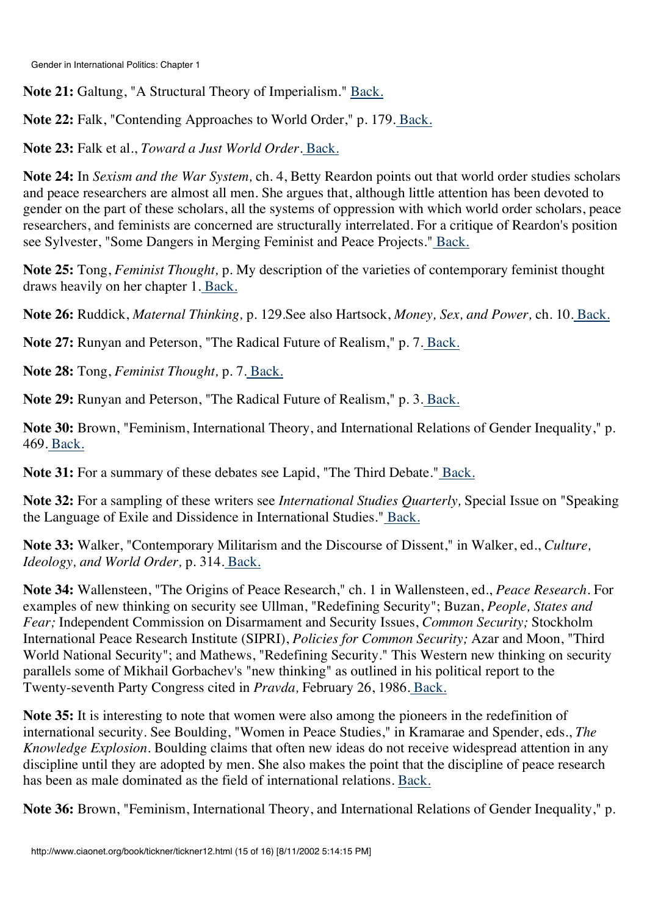**Note 21:** Galtung, "A Structural Theory of Imperialism." Back.

**Note 22:** Falk, "Contending Approaches to World Order," p. 179. Back.

**Note 23:** Falk et al., *Toward a Just World Order*. Back.

**Note 24:** In *Sexism and the War System,* ch. 4, Betty Reardon points out that world order studies scholars and peace researchers are almost all men. She argues that, although little attention has been devoted to gender on the part of these scholars, all the systems of oppression with which world order scholars, peace researchers, and feminists are concerned are structurally interrelated. For a critique of Reardon's position see Sylvester, "Some Dangers in Merging Feminist and Peace Projects." Back.

**Note 25:** Tong, *Feminist Thought,* p. My description of the varieties of contemporary feminist thought draws heavily on her chapter 1. Back.

**Note 26:** Ruddick, *Maternal Thinking,* p. 129.See also Hartsock, *Money, Sex, and Power,* ch. 10. Back.

**Note 27:** Runyan and Peterson, "The Radical Future of Realism," p. 7. Back.

**Note 28:** Tong, *Feminist Thought,* p. 7. Back.

**Note 29:** Runyan and Peterson, "The Radical Future of Realism," p. 3. Back.

**Note 30:** Brown, "Feminism, International Theory, and International Relations of Gender Inequality," p. 469. Back.

**Note 31:** For a summary of these debates see Lapid, "The Third Debate." Back.

**Note 32:** For a sampling of these writers see *International Studies Quarterly,* Special Issue on "Speaking the Language of Exile and Dissidence in International Studies." Back.

**Note 33:** Walker, "Contemporary Militarism and the Discourse of Dissent," in Walker, ed., *Culture, Ideology, and World Order,* p. 314. Back.

**Note 34:** Wallensteen, "The Origins of Peace Research," ch. 1 in Wallensteen, ed., *Peace Research*. For examples of new thinking on security see Ullman, "Redefining Security"; Buzan, *People, States and Fear;* Independent Commission on Disarmament and Security Issues, *Common Security;* Stockholm International Peace Research Institute (SIPRI), *Policies for Common Security;* Azar and Moon, "Third World National Security"; and Mathews, "Redefining Security." This Western new thinking on security parallels some of Mikhail Gorbachev's "new thinking" as outlined in his political report to the Twenty-seventh Party Congress cited in *Pravda,* February 26, 1986. Back.

**Note 35:** It is interesting to note that women were also among the pioneers in the redefinition of international security. See Boulding, "Women in Peace Studies," in Kramarae and Spender, eds., *The Knowledge Explosion*. Boulding claims that often new ideas do not receive widespread attention in any discipline until they are adopted by men. She also makes the point that the discipline of peace research has been as male dominated as the field of international relations. Back.

**Note 36:** Brown, "Feminism, International Theory, and International Relations of Gender Inequality," p.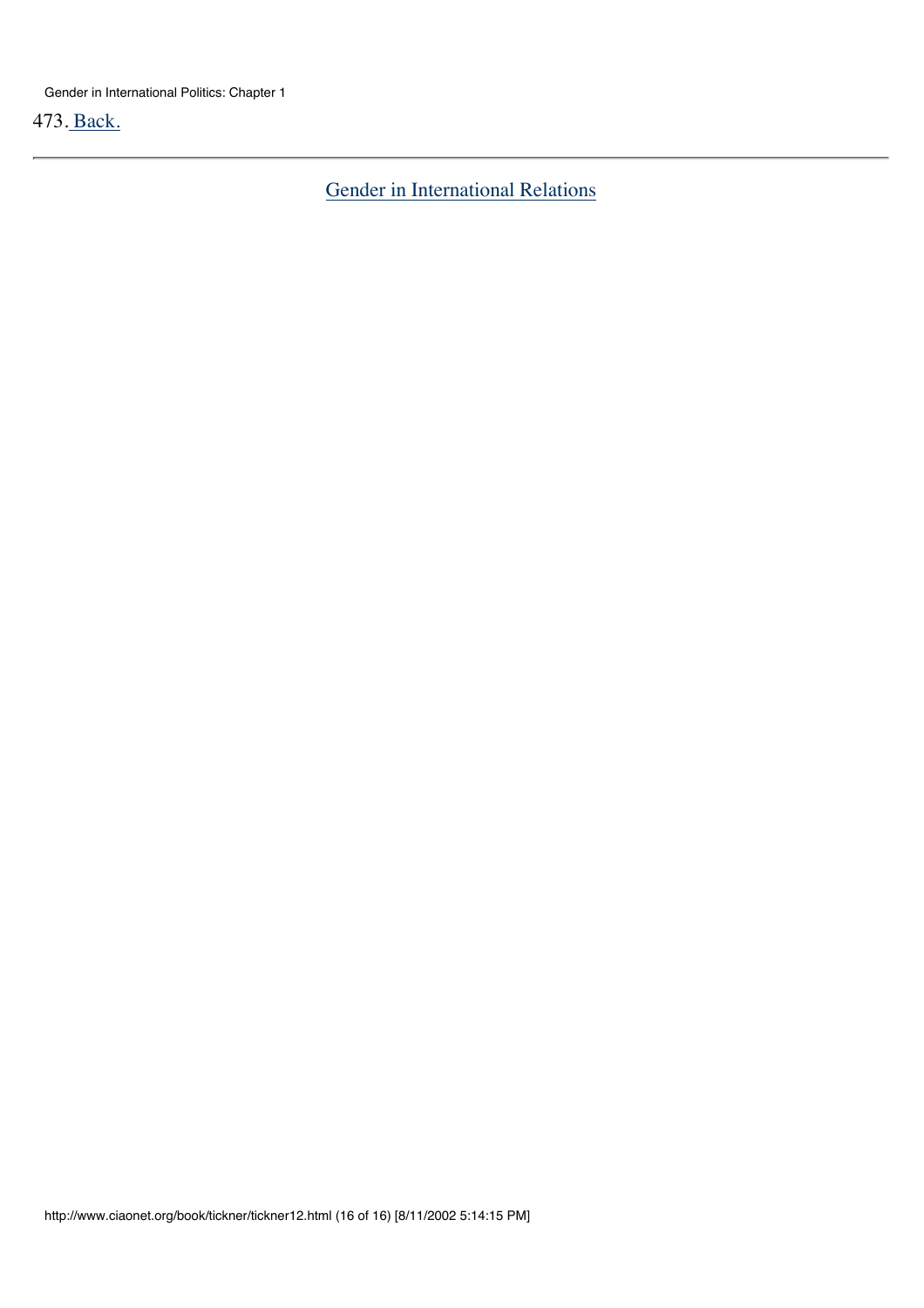473. Back.

---

Gender in International Relations